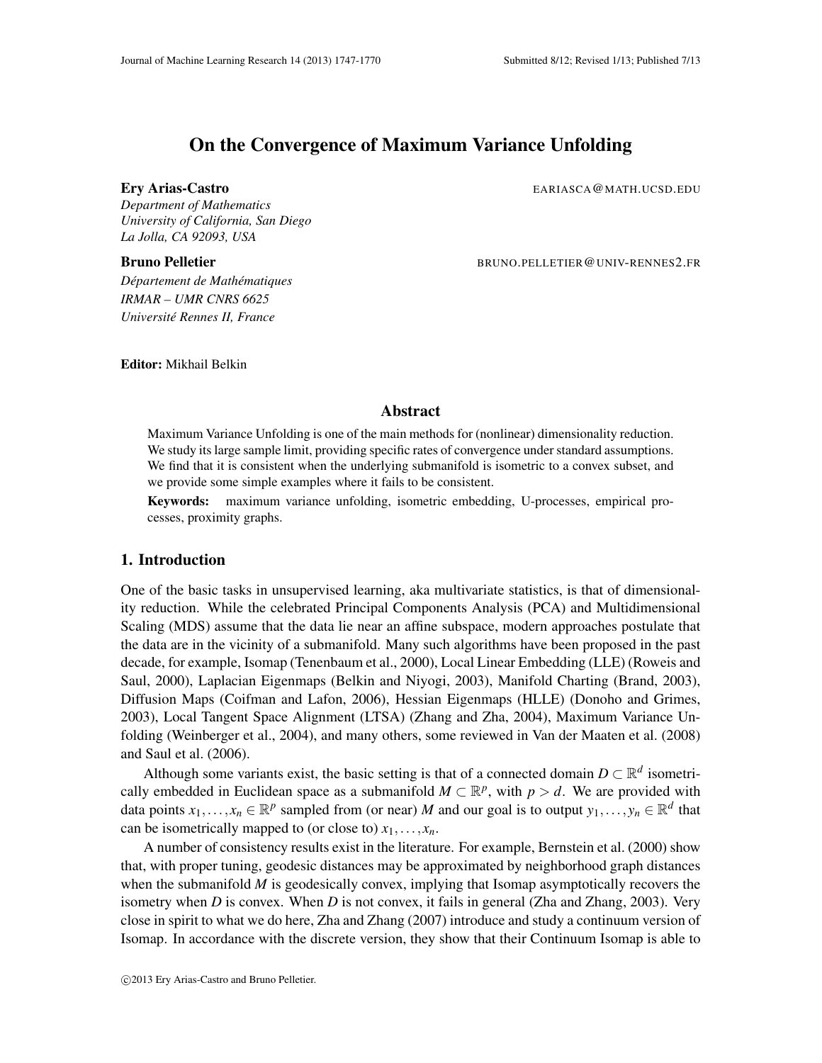# On the Convergence of Maximum Variance Unfolding

**Ery Arias-Castro** EARIASCA@MATH.UCSD.EDU

*Department of Mathematics*
*University of California, San Diego*
*La Jolla, CA 92093, USA*

**Bruno Pelletier** BRUNO.PELLETIER@UNIV-RENNES2.FR

*Département de Mathématiques*
*IRMAR – UMR CNRS 6625*
*Université Rennes II, France*

**Editor:** Mikhail Belkin

## Abstract

Maximum Variance Unfolding is one of the main methods for (nonlinear) dimensionality reduction. We study its large sample limit, providing specific rates of convergence under standard assumptions. We find that it is consistent when the underlying submanifold is isometric to a convex subset, and we provide some simple examples where it fails to be consistent.

**Keywords:** maximum variance unfolding, isometric embedding, U-processes, empirical processes, proximity graphs.

## 1. Introduction

One of the basic tasks in unsupervised learning, aka multivariate statistics, is that of dimensionality reduction. While the celebrated Principal Components Analysis (PCA) and Multidimensional Scaling (MDS) assume that the data lie near an affine subspace, modern approaches postulate that the data are in the vicinity of a submanifold. Many such algorithms have been proposed in the past decade, for example, Isomap (Tenenbaum et al., 2000), Local Linear Embedding (LLE) (Roweis and Saul, 2000), Laplacian Eigenmaps (Belkin and Niyogi, 2003), Manifold Charting (Brand, 2003), Diffusion Maps (Coifman and Lafon, 2006), Hessian Eigenmaps (HLLE) (Donoho and Grimes, 2003), Local Tangent Space Alignment (LTSA) (Zhang and Zha, 2004), Maximum Variance Unfolding (Weinberger et al., 2004), and many others, some reviewed in Van der Maaten et al. (2008) and Saul et al. (2006).

Although some variants exist, the basic setting is that of a connected domain $D \subset \mathbb{R}^d$ isometrically embedded in Euclidean space as a submanifold $M \subset \mathbb{R}^p$, with $p > d$. We are provided with data points $x_1, \ldots, x_n \in \mathbb{R}^p$ sampled from (or near) $M$ and our goal is to output $y_1, \ldots, y_n \in \mathbb{R}^d$ that can be isometrically mapped to (or close to) $x_1, \ldots, x_n$.

A number of consistency results exist in the literature. For example, Bernstein et al. (2000) show that, with proper tuning, geodesic distances may be approximated by neighborhood graph distances when the submanifold $M$ is geodesically convex, implying that Isomap asymptotically recovers the isometry when $D$ is convex. When $D$ is not convex, it fails in general (Zha and Zhang, 2003). Very close in spirit to what we do here, Zha and Zhang (2007) introduce and study a continuum version of Isomap. In accordance with the discrete version, they show that their Continuum Isomap is able to

©2013 Ery Arias-Castro and Bruno Pelletier.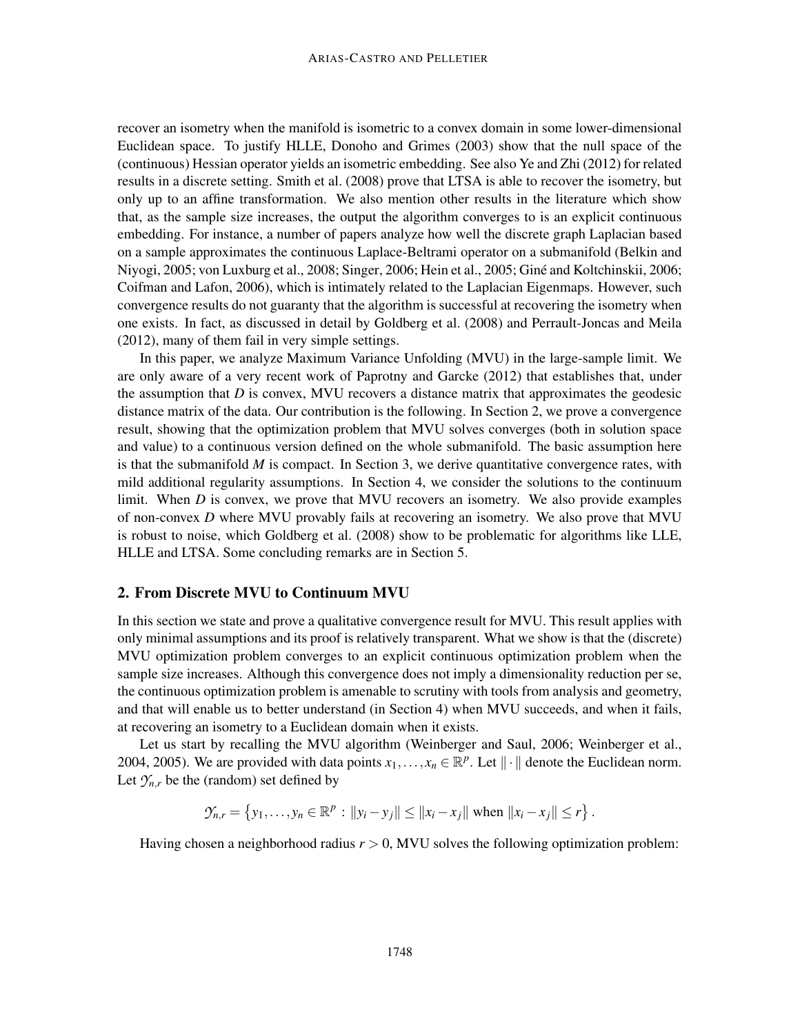recover an isometry when the manifold is isometric to a convex domain in some lower-dimensional Euclidean space. To justify HLLE, Donoho and Grimes (2003) show that the null space of the (continuous) Hessian operator yields an isometric embedding. See also Ye and Zhi (2012) for related results in a discrete setting. Smith et al. (2008) prove that LTSA is able to recover the isometry, but only up to an affine transformation. We also mention other results in the literature which show that, as the sample size increases, the output the algorithm converges to is an explicit continuous embedding. For instance, a number of papers analyze how well the discrete graph Laplacian based on a sample approximates the continuous Laplace-Beltrami operator on a submanifold (Belkin and Niyogi, 2005; von Luxburg et al., 2008; Singer, 2006; Hein et al., 2005; Giné and Koltchinskii, 2006; Coifman and Lafon, 2006), which is intimately related to the Laplacian Eigenmaps. However, such convergence results do not guaranty that the algorithm is successful at recovering the isometry when one exists. In fact, as discussed in detail by Goldberg et al. (2008) and Perrault-Joncas and Meila (2012), many of them fail in very simple settings.

In this paper, we analyze Maximum Variance Unfolding (MVU) in the large-sample limit. We are only aware of a very recent work of Paprotny and Garcke (2012) that establishes that, under the assumption that $D$ is convex, MVU recovers a distance matrix that approximates the geodesic distance matrix of the data. Our contribution is the following. In Section 2, we prove a convergence result, showing that the optimization problem that MVU solves converges (both in solution space and value) to a continuous version defined on the whole submanifold. The basic assumption here is that the submanifold $M$ is compact. In Section 3, we derive quantitative convergence rates, with mild additional regularity assumptions. In Section 4, we consider the solutions to the continuum limit. When $D$ is convex, we prove that MVU recovers an isometry. We also provide examples of non-convex $D$ where MVU provably fails at recovering an isometry. We also prove that MVU is robust to noise, which Goldberg et al. (2008) show to be problematic for algorithms like LLE, HLLE and LTSA. Some concluding remarks are in Section 5.

## 2. From Discrete MVU to Continuum MVU

In this section we state and prove a qualitative convergence result for MVU. This result applies with only minimal assumptions and its proof is relatively transparent. What we show is that the (discrete) MVU optimization problem converges to an explicit continuous optimization problem when the sample size increases. Although this convergence does not imply a dimensionality reduction per se, the continuous optimization problem is amenable to scrutiny with tools from analysis and geometry, and that will enable us to better understand (in Section 4) when MVU succeeds, and when it fails, at recovering an isometry to a Euclidean domain when it exists.

Let us start by recalling the MVU algorithm (Weinberger and Saul, 2006; Weinberger et al., 2004, 2005). We are provided with data points $x_1, \ldots, x_n \in \mathbb{R}^p$. Let $\|\cdot\|$ denote the Euclidean norm. Let $\mathcal{Y}_{n,r}$ be the (random) set defined by

$$\mathcal{Y}_{n,r} = \left\{ y_1, \ldots, y_n \in \mathbb{R}^p : \|y_i - y_j\| \leq \|x_i - x_j\| \text{ when } \|x_i - x_j\| \leq r \right\}.$$

Having chosen a neighborhood radius $r > 0$, MVU solves the following optimization problem: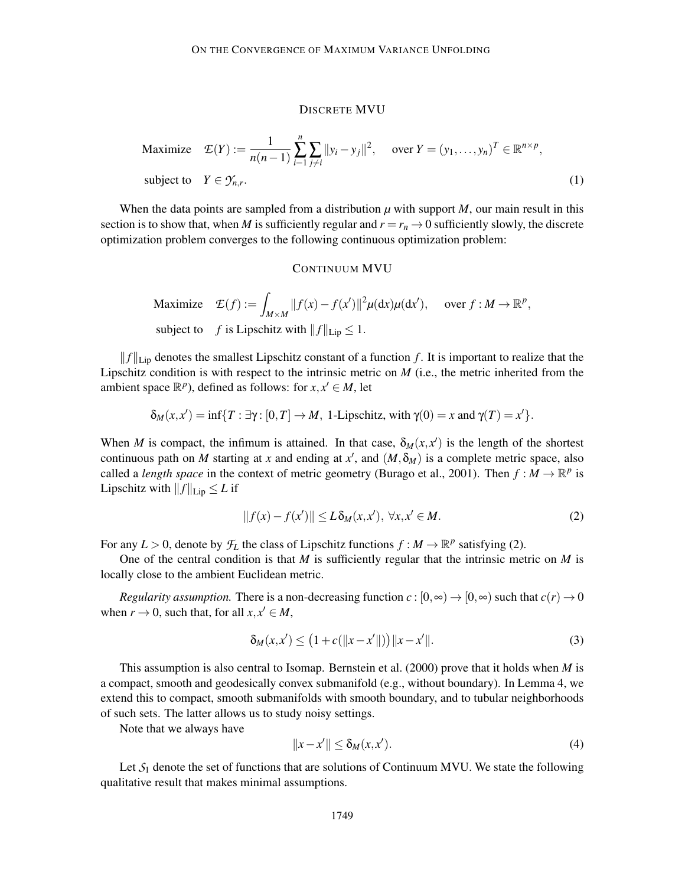### DISCRETE MVU

$$
\begin{aligned}
&\text{Maximize} \quad \mathcal{E}(Y) := \frac{1}{n(n-1)} \sum_{i=1}^{n} \sum_{j \neq i} \|y_i - y_j\|^2, \quad \text{over } Y = (y_1, \dots, y_n)^T \in \mathbb{R}^{n \times p}, \\
&\text{subject to} \quad Y \in \mathcal{Y}_{n,r}.
\end{aligned} \tag{1}
$$

When the data points are sampled from a distribution $\mu$ with support $M$, our main result in this section is to show that, when $M$ is sufficiently regular and $r = r_n \to 0$ sufficiently slowly, the discrete optimization problem converges to the following continuous optimization problem:

### CONTINUUM MVU

$$
\begin{aligned}
&\text{Maximize} \quad \mathcal{E}(f) := \int_{M \times M} \|f(x) - f(x')\|^2 \mu(\mathrm{d}x)\mu(\mathrm{d}x'), \quad \text{over } f : M \to \mathbb{R}^p, \\
&\text{subject to} \quad f \text{ is Lipschitz with } \|f\|_{\mathrm{Lip}} \leq 1.
\end{aligned}
$$

$\|f\|_{\mathrm{Lip}}$ denotes the smallest Lipschitz constant of a function $f$. It is important to realize that the Lipschitz condition is with respect to the intrinsic metric on $M$ (i.e., the metric inherited from the ambient space $\mathbb{R}^p$), defined as follows: for $x, x' \in M$, let

$$
\delta_M(x, x') = \inf\{T : \exists \gamma : [0, T] \to M, \text{ 1-Lipschitz, with } \gamma(0) = x \text{ and } \gamma(T) = x'\}.
$$

When $M$ is compact, the infimum is attained. In that case, $\delta_M(x, x')$ is the length of the shortest continuous path on $M$ starting at $x$ and ending at $x'$, and $(M, \delta_M)$ is a complete metric space, also called a *length space* in the context of metric geometry (Burago et al., 2001). Then $f : M \to \mathbb{R}^p$ is Lipschitz with $\|f\|_{\mathrm{Lip}} \leq L$ if

$$
\|f(x) - f(x')\| \leq L\, \delta_M(x, x'), \ \forall x, x' \in M. \tag{2}
$$

For any $L > 0$, denote by $\mathcal{F}_L$ the class of Lipschitz functions $f : M \to \mathbb{R}^p$ satisfying (2).

One of the central condition is that $M$ is sufficiently regular that the intrinsic metric on $M$ is locally close to the ambient Euclidean metric.

*Regularity assumption.* There is a non-decreasing function $c : [0, \infty) \to [0, \infty)$ such that $c(r) \to 0$ when $r \to 0$, such that, for all $x, x' \in M$,

$$
\delta_M(x, x') \leq \left(1 + c(\|x - x'\|)\right) \|x - x'\|. \tag{3}
$$

This assumption is also central to Isomap. Bernstein et al. (2000) prove that it holds when $M$ is a compact, smooth and geodesically convex submanifold (e.g., without boundary). In Lemma 4, we extend this to compact, smooth submanifolds with smooth boundary, and to tubular neighborhoods of such sets. The latter allows us to study noisy settings.

Note that we always have

$$
\|x - x'\| \leq \delta_M(x, x'). \tag{4}
$$

Let $\mathcal{S}_1$ denote the set of functions that are solutions of Continuum MVU. We state the following qualitative result that makes minimal assumptions.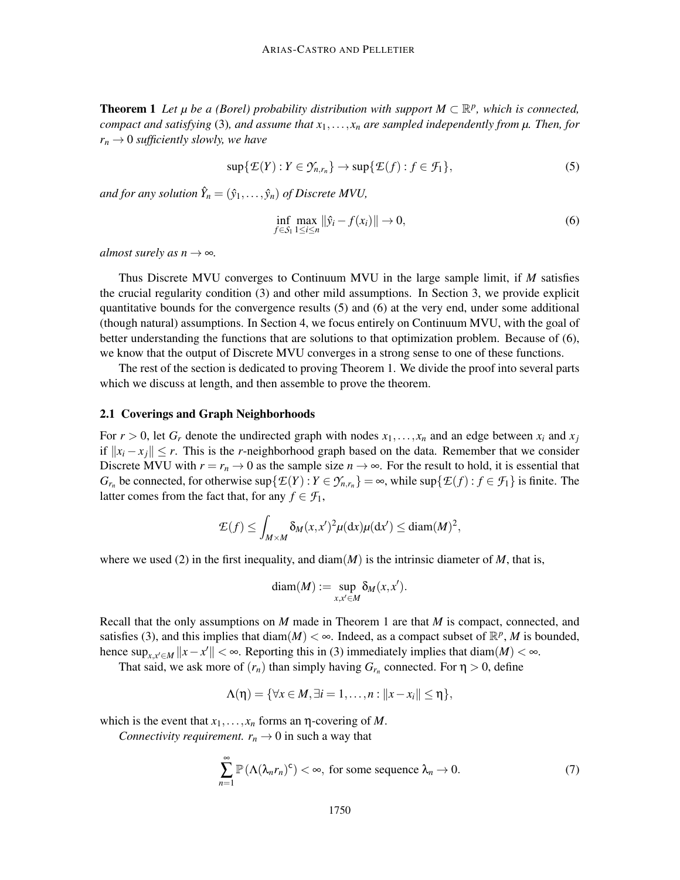**Theorem 1** *Let $\mu$ be a (Borel) probability distribution with support $M \subset \mathbb{R}^p$, which is connected, compact and satisfying* (3)*, and assume that $x_1, \ldots, x_n$ are sampled independently from $\mu$. Then, for $r_n \to 0$ sufficiently slowly, we have*

$$\sup\{\mathcal{E}(Y) : Y \in \mathcal{Y}_{n,r_n}\} \to \sup\{\mathcal{E}(f) : f \in \mathcal{F}_1\}, \tag{5}$$

*and for any solution $\hat{Y}_n = (\hat{y}_1, \ldots, \hat{y}_n)$ of Discrete MVU,*

$$\inf_{f \in \mathcal{S}_1} \max_{1 \le i \le n} \|\hat{y}_i - f(x_i)\| \to 0, \tag{6}$$

*almost surely as $n \to \infty$.*

Thus Discrete MVU converges to Continuum MVU in the large sample limit, if $M$ satisfies the crucial regularity condition (3) and other mild assumptions. In Section 3, we provide explicit quantitative bounds for the convergence results (5) and (6) at the very end, under some additional (though natural) assumptions. In Section 4, we focus entirely on Continuum MVU, with the goal of better understanding the functions that are solutions to that optimization problem. Because of (6), we know that the output of Discrete MVU converges in a strong sense to one of these functions.

The rest of the section is dedicated to proving Theorem 1. We divide the proof into several parts which we discuss at length, and then assemble to prove the theorem.

## 2.1 Coverings and Graph Neighborhoods

For $r > 0$, let $G_r$ denote the undirected graph with nodes $x_1, \ldots, x_n$ and an edge between $x_i$ and $x_j$ if $\|x_i - x_j\| \le r$. This is the $r$-neighborhood graph based on the data. Remember that we consider Discrete MVU with $r = r_n \to 0$ as the sample size $n \to \infty$. For the result to hold, it is essential that $G_{r_n}$ be connected, for otherwise $\sup\{\mathcal{E}(Y) : Y \in \mathcal{Y}_{n,r_n}\} = \infty$, while $\sup\{\mathcal{E}(f) : f \in \mathcal{F}_1\}$ is finite. The latter comes from the fact that, for any $f \in \mathcal{F}_1$,

$$\mathcal{E}(f) \le \int_{M \times M} \delta_M(x, x')^2 \mu(\mathrm{d}x)\mu(\mathrm{d}x') \le \mathrm{diam}(M)^2,$$

where we used (2) in the first inequality, and $\mathrm{diam}(M)$ is the intrinsic diameter of $M$, that is,

$$\mathrm{diam}(M) := \sup_{x, x' \in M} \delta_M(x, x').$$

Recall that the only assumptions on $M$ made in Theorem 1 are that $M$ is compact, connected, and satisfies (3), and this implies that $\mathrm{diam}(M) < \infty$. Indeed, as a compact subset of $\mathbb{R}^p$, $M$ is bounded, hence $\sup_{x,x' \in M} \|x - x'\| < \infty$. Reporting this in (3) immediately implies that $\mathrm{diam}(M) < \infty$.

That said, we ask more of $(r_n)$ than simply having $G_{r_n}$ connected. For $\eta > 0$, define

$$\Lambda(\eta) = \{\forall x \in M, \exists i = 1, \ldots, n : \|x - x_i\| \le \eta\},$$

which is the event that $x_1, \ldots, x_n$ forms an $\eta$-covering of $M$.

*Connectivity requirement.* $r_n \to 0$ in such a way that

$$\sum_{n=1}^{\infty} \mathbb{P}\left(\Lambda(\lambda_n r_n)^{\mathsf{c}}\right) < \infty, \text{ for some sequence } \lambda_n \to 0. \tag{7}$$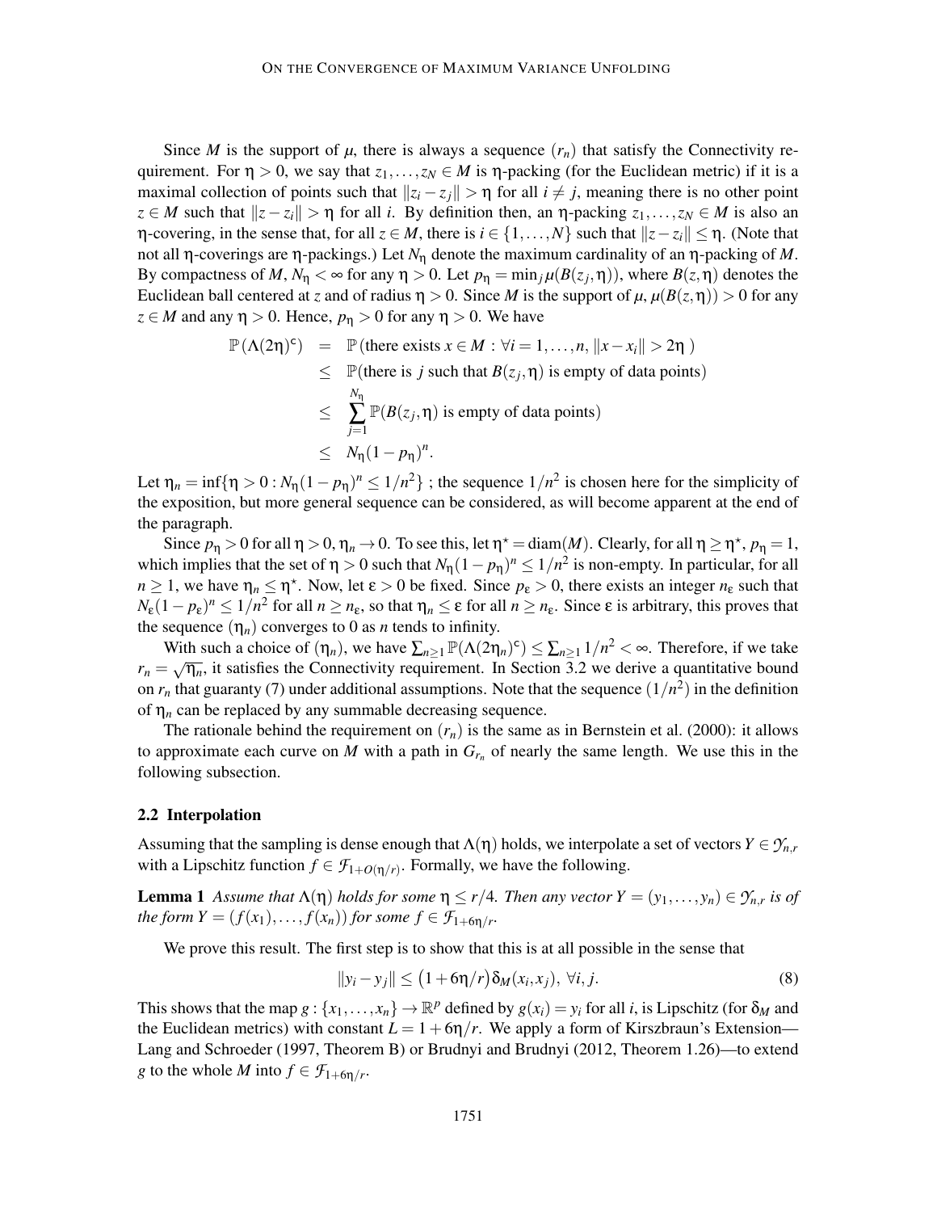Since $M$ is the support of $\mu$, there is always a sequence $(r_n)$ that satisfy the Connectivity requirement. For $\eta > 0$, we say that $z_1, \ldots, z_N \in M$ is $\eta$-packing (for the Euclidean metric) if it is a maximal collection of points such that $\|z_i - z_j\| > \eta$ for all $i \neq j$, meaning there is no other point $z \in M$ such that $\|z - z_i\| > \eta$ for all $i$. By definition then, an $\eta$-packing $z_1, \ldots, z_N \in M$ is also an $\eta$-covering, in the sense that, for all $z \in M$, there is $i \in \{1, \ldots, N\}$ such that $\|z - z_i\| \leq \eta$. (Note that not all $\eta$-coverings are $\eta$-packings.) Let $N_\eta$ denote the maximum cardinality of an $\eta$-packing of $M$. By compactness of $M$, $N_\eta < \infty$ for any $\eta > 0$. Let $p_\eta = \min_j \mu(B(z_j, \eta))$, where $B(z, \eta)$ denotes the Euclidean ball centered at $z$ and of radius $\eta > 0$. Since $M$ is the support of $\mu$, $\mu(B(z, \eta)) > 0$ for any $z \in M$ and any $\eta > 0$. Hence, $p_\eta > 0$ for any $\eta > 0$. We have

$$
\begin{aligned}
\mathbb{P}\left(\Lambda(2\eta)^c\right) &= \mathbb{P}\left(\text{there exists } x \in M : \forall i = 1, \ldots, n, \|x - x_i\| > 2\eta\ \right) \\
&\leq \mathbb{P}(\text{there is } j \text{ such that } B(z_j, \eta) \text{ is empty of data points}) \\
&\leq \sum_{j=1}^{N_\eta} \mathbb{P}(B(z_j, \eta) \text{ is empty of data points}) \\
&\leq N_\eta (1 - p_\eta)^n.
\end{aligned}
$$

Let $\eta_n = \inf\{\eta > 0 : N_\eta(1 - p_\eta)^n \leq 1/n^2\}$ ; the sequence $1/n^2$ is chosen here for the simplicity of the exposition, but more general sequence can be considered, as will become apparent at the end of the paragraph.

Since $p_\eta > 0$ for all $\eta > 0$, $\eta_n \to 0$. To see this, let $\eta^\star = \operatorname{diam}(M)$. Clearly, for all $\eta \geq \eta^\star$, $p_\eta = 1$, which implies that the set of $\eta > 0$ such that $N_\eta(1 - p_\eta)^n \leq 1/n^2$ is non-empty. In particular, for all $n \geq 1$, we have $\eta_n \leq \eta^\star$. Now, let $\varepsilon > 0$ be fixed. Since $p_\varepsilon > 0$, there exists an integer $n_\varepsilon$ such that $N_\varepsilon(1 - p_\varepsilon)^n \leq 1/n^2$ for all $n \geq n_\varepsilon$, so that $\eta_n \leq \varepsilon$ for all $n \geq n_\varepsilon$. Since $\varepsilon$ is arbitrary, this proves that the sequence $(\eta_n)$ converges to 0 as $n$ tends to infinity.

With such a choice of $(\eta_n)$, we have $\sum_{n \geq 1} \mathbb{P}(\Lambda(2\eta_n)^c) \leq \sum_{n \geq 1} 1/n^2 < \infty$. Therefore, if we take $r_n = \sqrt{\eta_n}$, it satisfies the Connectivity requirement. In Section 3.2 we derive a quantitative bound on $r_n$ that guaranty (7) under additional assumptions. Note that the sequence $(1/n^2)$ in the definition of $\eta_n$ can be replaced by any summable decreasing sequence.

The rationale behind the requirement on $(r_n)$ is the same as in Bernstein et al. (2000): it allows to approximate each curve on $M$ with a path in $G_{r_n}$ of nearly the same length. We use this in the following subsection.

### 2.2 Interpolation

Assuming that the sampling is dense enough that $\Lambda(\eta)$ holds, we interpolate a set of vectors $Y \in \mathcal{Y}_{n,r}$ with a Lipschitz function $f \in \mathcal{F}_{1+O(\eta/r)}$. Formally, we have the following.

**Lemma 1** *Assume that $\Lambda(\eta)$ holds for some $\eta \leq r/4$. Then any vector $Y = (y_1, \ldots, y_n) \in \mathcal{Y}_{n,r}$ is of the form $Y = (f(x_1), \ldots, f(x_n))$ for some $f \in \mathcal{F}_{1+6\eta/r}$.*

We prove this result. The first step is to show that this is at all possible in the sense that

$$
\|y_i - y_j\| \leq \left(1 + 6\eta/r\right)\delta_M(x_i, x_j),\ \forall i, j. \tag{8}
$$

This shows that the map $g : \{x_1, \ldots, x_n\} \to \mathbb{R}^p$ defined by $g(x_i) = y_i$ for all $i$, is Lipschitz (for $\delta_M$ and the Euclidean metrics) with constant $L = 1 + 6\eta/r$. We apply a form of Kirszbraun's Extension—Lang and Schroeder (1997, Theorem B) or Brudnyi and Brudnyi (2012, Theorem 1.26)—to extend $g$ to the whole $M$ into $f \in \mathcal{F}_{1+6\eta/r}$.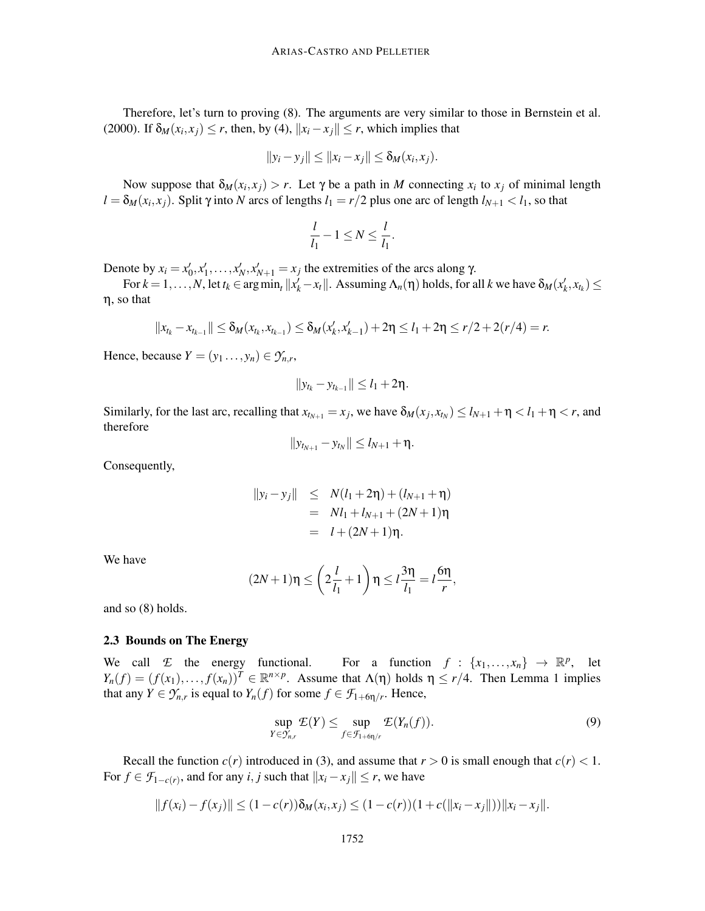Therefore, let's turn to proving (8). The arguments are very similar to those in Bernstein et al. (2000). If $\delta_M(x_i, x_j) \le r$, then, by (4), $\|x_i - x_j\| \le r$, which implies that

$$\|y_i - y_j\| \le \|x_i - x_j\| \le \delta_M(x_i, x_j).$$

Now suppose that $\delta_M(x_i, x_j) > r$. Let $\gamma$ be a path in $M$ connecting $x_i$ to $x_j$ of minimal length $l = \delta_M(x_i, x_j)$. Split $\gamma$ into $N$ arcs of lengths $l_1 = r/2$ plus one arc of length $l_{N+1} < l_1$, so that

$$\frac{l}{l_1} - 1 \le N \le \frac{l}{l_1}.$$

Denote by $x_i = x'_0, x'_1, \dots, x'_N, x'_{N+1} = x_j$ the extremities of the arcs along $\gamma$.

For $k = 1, \dots, N$, let $t_k \in \arg\min_t \|x'_k - x_t\|$. Assuming $\Lambda_n(\eta)$ holds, for all $k$ we have $\delta_M(x'_k, x_{t_k}) \le \eta$, so that

$$\|x_{t_k} - x_{t_{k-1}}\| \le \delta_M(x_{t_k}, x_{t_{k-1}}) \le \delta_M(x'_k, x'_{k-1}) + 2\eta \le l_1 + 2\eta \le r/2 + 2(r/4) = r.$$

Hence, because $Y = (y_1 \dots, y_n) \in \mathcal{Y}_{n,r}$,

$$\|y_{t_k} - y_{t_{k-1}}\| \le l_1 + 2\eta.$$

Similarly, for the last arc, recalling that $x_{t_{N+1}} = x_j$, we have $\delta_M(x_j, x_{t_N}) \le l_{N+1} + \eta < l_1 + \eta < r$, and therefore

$$\|y_{t_{N+1}} - y_{t_N}\| \le l_{N+1} + \eta.$$

Consequently,

$$\begin{aligned} \|y_i - y_j\| &\le N(l_1 + 2\eta) + (l_{N+1} + \eta) \\ &= Nl_1 + l_{N+1} + (2N+1)\eta \\ &= l + (2N+1)\eta. \end{aligned}$$

We have

$$(2N+1)\eta \le \left(2\frac{l}{l_1} + 1\right)\eta \le l\frac{3\eta}{l_1} = l\frac{6\eta}{r},$$

and so (8) holds.

### 2.3 Bounds on The Energy

We call $\mathcal{E}$ the energy functional. For a function $f : \{x_1, \dots, x_n\} \to \mathbb{R}^p$, let $Y_n(f) = (f(x_1), \dots, f(x_n))^T \in \mathbb{R}^{n \times p}$. Assume that $\Lambda(\eta)$ holds $\eta \le r/4$. Then Lemma 1 implies that any $Y \in \mathcal{Y}_{n,r}$ is equal to $Y_n(f)$ for some $f \in \mathcal{F}_{1+6\eta/r}$. Hence,

$$\sup_{Y \in \mathcal{Y}_{n,r}} \mathcal{E}(Y) \le \sup_{f \in \mathcal{F}_{1+6\eta/r}} \mathcal{E}(Y_n(f)). \tag{9}$$

Recall the function $c(r)$ introduced in (3), and assume that $r > 0$ is small enough that $c(r) < 1$. For $f \in \mathcal{F}_{1-c(r)}$, and for any $i, j$ such that $\|x_i - x_j\| \le r$, we have

$$\|f(x_i) - f(x_j)\| \le (1 - c(r))\delta_M(x_i, x_j) \le (1 - c(r))(1 + c(\|x_i - x_j\|))\|x_i - x_j\|.$$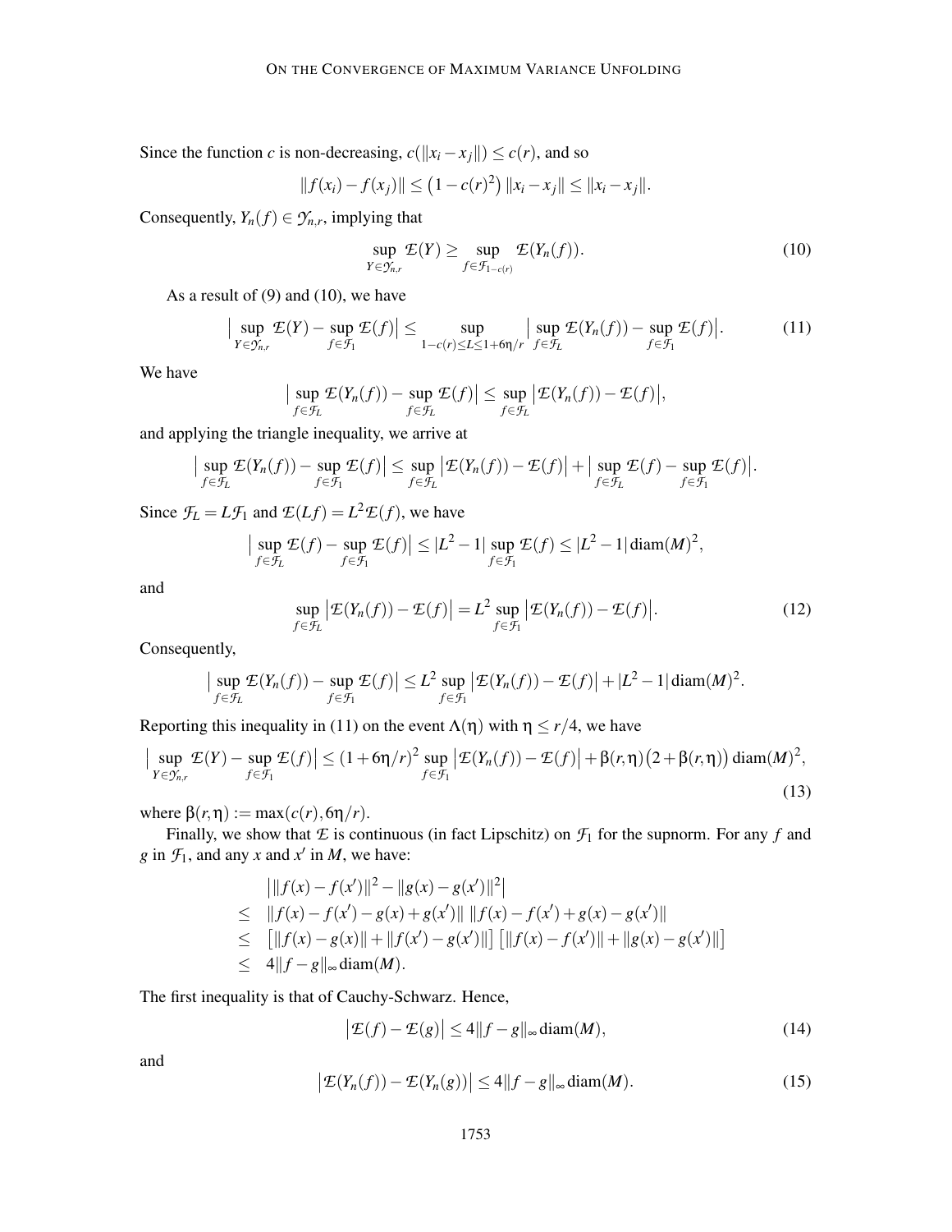Since the function $c$ is non-decreasing, $c(\|x_i - x_j\|) \leq c(r)$, and so

$$\|f(x_i) - f(x_j)\| \leq \left(1 - c(r)^2\right) \|x_i - x_j\| \leq \|x_i - x_j\|.$$

Consequently, $Y_n(f) \in \mathcal{Y}_{n,r}$, implying that

$$\sup_{Y \in \mathcal{Y}_{n,r}} \mathcal{E}(Y) \geq \sup_{f \in \mathcal{F}_{1-c(r)}} \mathcal{E}(Y_n(f)). \tag{10}$$

As a result of (9) and (10), we have

$$\Big| \sup_{Y \in \mathcal{Y}_{n,r}} \mathcal{E}(Y) - \sup_{f \in \mathcal{F}_1} \mathcal{E}(f) \Big| \leq \sup_{1-c(r) \leq L \leq 1+6\eta/r} \Big| \sup_{f \in \mathcal{F}_L} \mathcal{E}(Y_n(f)) - \sup_{f \in \mathcal{F}_1} \mathcal{E}(f) \Big|. \tag{11}$$

We have

$$\Big| \sup_{f \in \mathcal{F}_L} \mathcal{E}(Y_n(f)) - \sup_{f \in \mathcal{F}_L} \mathcal{E}(f) \Big| \leq \sup_{f \in \mathcal{F}_L} \big| \mathcal{E}(Y_n(f)) - \mathcal{E}(f) \big|,$$

and applying the triangle inequality, we arrive at

$$\Big| \sup_{f \in \mathcal{F}_L} \mathcal{E}(Y_n(f)) - \sup_{f \in \mathcal{F}_1} \mathcal{E}(f) \Big| \leq \sup_{f \in \mathcal{F}_L} \big| \mathcal{E}(Y_n(f)) - \mathcal{E}(f) \big| + \Big| \sup_{f \in \mathcal{F}_L} \mathcal{E}(f) - \sup_{f \in \mathcal{F}_1} \mathcal{E}(f) \Big|.$$

Since $\mathcal{F}_L = L\mathcal{F}_1$ and $\mathcal{E}(Lf) = L^2 \mathcal{E}(f)$, we have

$$\Big| \sup_{f \in \mathcal{F}_L} \mathcal{E}(f) - \sup_{f \in \mathcal{F}_1} \mathcal{E}(f) \Big| \leq |L^2 - 1| \sup_{f \in \mathcal{F}_1} \mathcal{E}(f) \leq |L^2 - 1| \operatorname{diam}(M)^2,$$

and

$$\sup_{f \in \mathcal{F}_L} \big| \mathcal{E}(Y_n(f)) - \mathcal{E}(f) \big| = L^2 \sup_{f \in \mathcal{F}_1} \big| \mathcal{E}(Y_n(f)) - \mathcal{E}(f) \big|. \tag{12}$$

Consequently,

$$\Big| \sup_{f \in \mathcal{F}_L} \mathcal{E}(Y_n(f)) - \sup_{f \in \mathcal{F}_1} \mathcal{E}(f) \Big| \leq L^2 \sup_{f \in \mathcal{F}_1} \big| \mathcal{E}(Y_n(f)) - \mathcal{E}(f) \big| + |L^2 - 1| \operatorname{diam}(M)^2.$$

Reporting this inequality in (11) on the event $\Lambda(\eta)$ with $\eta \leq r/4$, we have

$$\Big| \sup_{Y \in \mathcal{Y}_{n,r}} \mathcal{E}(Y) - \sup_{f \in \mathcal{F}_1} \mathcal{E}(f) \Big| \leq (1 + 6\eta/r)^2 \sup_{f \in \mathcal{F}_1} \big| \mathcal{E}(Y_n(f)) - \mathcal{E}(f) \big| + \beta(r,\eta)\big(2 + \beta(r,\eta)\big) \operatorname{diam}(M)^2, \tag{13}$$

where $\beta(r,\eta) := \max(c(r), 6\eta/r)$.

Finally, we show that $\mathcal{E}$ is continuous (in fact Lipschitz) on $\mathcal{F}_1$ for the supnorm. For any $f$ and $g$ in $\mathcal{F}_1$, and any $x$ and $x'$ in $M$, we have:

$$\begin{aligned}
& \big| \|f(x) - f(x')\|^2 - \|g(x) - g(x')\|^2 \big| \\
\leq \; & \|f(x) - f(x') - g(x) + g(x')\| \; \|f(x) - f(x') + g(x) - g(x')\| \\
\leq \; & \big[\|f(x) - g(x)\| + \|f(x') - g(x')\|\big] \big[\|f(x) - f(x')\| + \|g(x) - g(x')\|\big] \\
\leq \; & 4\|f - g\|_\infty \operatorname{diam}(M).
\end{aligned}$$

The first inequality is that of Cauchy-Schwarz. Hence,

$$\big| \mathcal{E}(f) - \mathcal{E}(g) \big| \leq 4\|f - g\|_\infty \operatorname{diam}(M), \tag{14}$$

and

$$\big| \mathcal{E}(Y_n(f)) - \mathcal{E}(Y_n(g)) \big| \leq 4\|f - g\|_\infty \operatorname{diam}(M). \tag{15}$$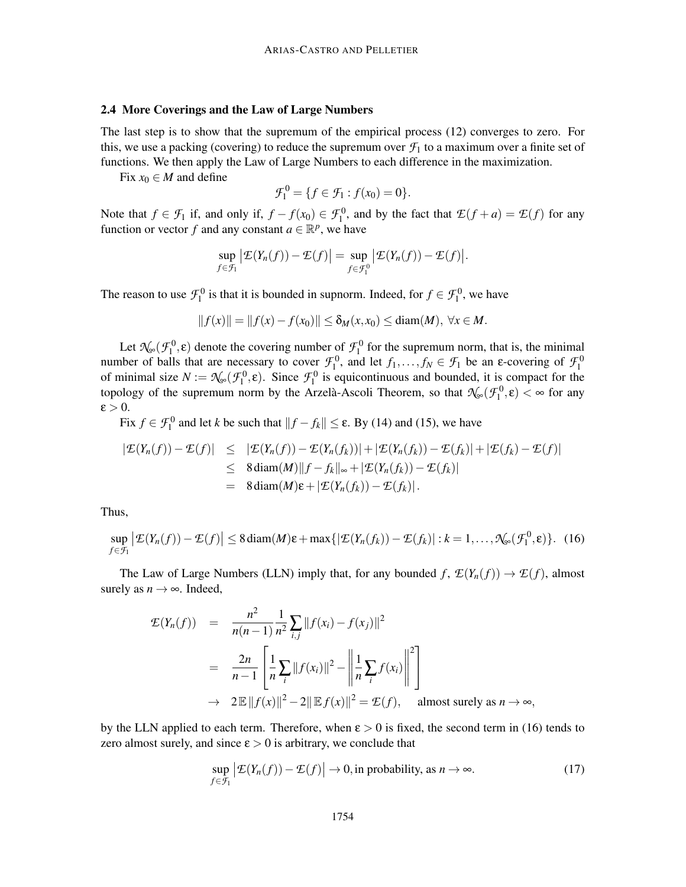### 2.4 More Coverings and the Law of Large Numbers

The last step is to show that the supremum of the empirical process (12) converges to zero. For this, we use a packing (covering) to reduce the supremum over $\mathcal{F}_1$ to a maximum over a finite set of functions. We then apply the Law of Large Numbers to each difference in the maximization.

Fix $x_0 \in M$ and define

$$\mathcal{F}_1^0 = \{f \in \mathcal{F}_1 : f(x_0) = 0\}.$$

Note that $f \in \mathcal{F}_1$ if, and only if, $f - f(x_0) \in \mathcal{F}_1^0$, and by the fact that $\mathcal{E}(f + a) = \mathcal{E}(f)$ for any function or vector $f$ and any constant $a \in \mathbb{R}^p$, we have

$$\sup_{f \in \mathcal{F}_1} \left|\mathcal{E}(Y_n(f)) - \mathcal{E}(f)\right| = \sup_{f \in \mathcal{F}_1^0} \left|\mathcal{E}(Y_n(f)) - \mathcal{E}(f)\right|.$$

The reason to use $\mathcal{F}_1^0$ is that it is bounded in supnorm. Indeed, for $f \in \mathcal{F}_1^0$, we have

$$\|f(x)\| = \|f(x) - f(x_0)\| \leq \delta_M(x, x_0) \leq \mathrm{diam}(M),\ \forall x \in M.$$

Let $\mathcal{N}_\infty(\mathcal{F}_1^0, \varepsilon)$ denote the covering number of $\mathcal{F}_1^0$ for the supremum norm, that is, the minimal number of balls that are necessary to cover $\mathcal{F}_1^0$, and let $f_1, \ldots, f_N \in \mathcal{F}_1$ be an $\varepsilon$-covering of $\mathcal{F}_1^0$ of minimal size $N := \mathcal{N}_\infty(\mathcal{F}_1^0, \varepsilon)$. Since $\mathcal{F}_1^0$ is equicontinuous and bounded, it is compact for the topology of the supremum norm by the Arzelà-Ascoli Theorem, so that $\mathcal{N}_\infty(\mathcal{F}_1^0, \varepsilon) < \infty$ for any $\varepsilon > 0$.

Fix $f \in \mathcal{F}_1^0$ and let $k$ be such that $\|f - f_k\| \leq \varepsilon$. By (14) and (15), we have

$$\begin{aligned}
|\mathcal{E}(Y_n(f)) - \mathcal{E}(f)| &\leq |\mathcal{E}(Y_n(f)) - \mathcal{E}(Y_n(f_k))| + |\mathcal{E}(Y_n(f_k)) - \mathcal{E}(f_k)| + |\mathcal{E}(f_k) - \mathcal{E}(f)| \\
&\leq 8\,\mathrm{diam}(M)\|f - f_k\|_\infty + |\mathcal{E}(Y_n(f_k)) - \mathcal{E}(f_k)| \\
&= 8\,\mathrm{diam}(M)\varepsilon + |\mathcal{E}(Y_n(f_k)) - \mathcal{E}(f_k)|.
\end{aligned}$$

Thus,

$$\sup_{f \in \mathcal{F}_1} \left|\mathcal{E}(Y_n(f)) - \mathcal{E}(f)\right| \leq 8\,\mathrm{diam}(M)\varepsilon + \max\{|\mathcal{E}(Y_n(f_k)) - \mathcal{E}(f_k)| : k = 1, \ldots, \mathcal{N}_\infty(\mathcal{F}_1^0, \varepsilon)\}. \quad (16)$$

The Law of Large Numbers (LLN) imply that, for any bounded $f$, $\mathcal{E}(Y_n(f)) \to \mathcal{E}(f)$, almost surely as $n \to \infty$. Indeed,

$$\begin{aligned}
\mathcal{E}(Y_n(f)) &= \frac{n^2}{n(n-1)} \frac{1}{n^2} \sum_{i,j} \|f(x_i) - f(x_j)\|^2 \\
&= \frac{2n}{n-1} \left[ \frac{1}{n} \sum_i \|f(x_i)\|^2 - \left\| \frac{1}{n} \sum_i f(x_i) \right\|^2 \right] \\
&\to 2\,\mathbb{E}\,\|f(x)\|^2 - 2\|\,\mathbb{E}\,f(x)\|^2 = \mathcal{E}(f), \quad \text{almost surely as } n \to \infty,
\end{aligned}$$

by the LLN applied to each term. Therefore, when $\varepsilon > 0$ is fixed, the second term in (16) tends to zero almost surely, and since $\varepsilon > 0$ is arbitrary, we conclude that

$$\sup_{f \in \mathcal{F}_1} \left|\mathcal{E}(Y_n(f)) - \mathcal{E}(f)\right| \to 0, \text{in probability, as } n \to \infty. \quad (17)$$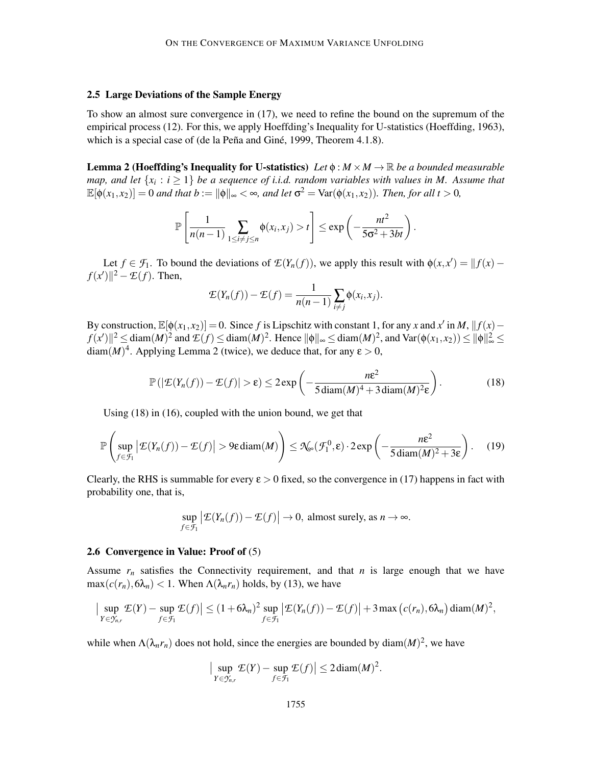### 2.5 Large Deviations of the Sample Energy

To show an almost sure convergence in (17), we need to refine the bound on the supremum of the empirical process (12). For this, we apply Hoeffding's Inequality for U-statistics (Hoeffding, 1963), which is a special case of (de la Peña and Giné, 1999, Theorem 4.1.8).

**Lemma 2 (Hoeffding's Inequality for U-statistics)** *Let $\phi : M \times M \to \mathbb{R}$ be a bounded measurable map, and let $\{x_i : i \geq 1\}$ be a sequence of i.i.d. random variables with values in $M$. Assume that $\mathbb{E}[\phi(x_1, x_2)] = 0$ and that $b := \|\phi\|_\infty < \infty$, and let $\sigma^2 = \mathrm{Var}(\phi(x_1, x_2))$. Then, for all $t > 0$,*

$$\mathbb{P}\left[\frac{1}{n(n-1)} \sum_{1 \leq i \neq j \leq n} \phi(x_i, x_j) > t\right] \leq \exp\left(-\frac{nt^2}{5\sigma^2 + 3bt}\right).$$

Let $f \in \mathcal{F}_1$. To bound the deviations of $\mathcal{E}(Y_n(f))$, we apply this result with $\phi(x, x') = \|f(x) - f(x')\|^2 - \mathcal{E}(f)$. Then,

$$\mathcal{E}(Y_n(f)) - \mathcal{E}(f) = \frac{1}{n(n-1)} \sum_{i \neq j} \phi(x_i, x_j).$$

By construction, $\mathbb{E}[\phi(x_1, x_2)] = 0$. Since $f$ is Lipschitz with constant 1, for any $x$ and $x'$ in $M$, $\|f(x) - f(x')\|^2 \leq \mathrm{diam}(M)^2$ and $\mathcal{E}(f) \leq \mathrm{diam}(M)^2$. Hence $\|\phi\|_\infty \leq \mathrm{diam}(M)^2$, and $\mathrm{Var}(\phi(x_1, x_2)) \leq \|\phi\|_\infty^2 \leq \mathrm{diam}(M)^4$. Applying Lemma 2 (twice), we deduce that, for any $\varepsilon > 0$,

$$\mathbb{P}\left(|\mathcal{E}(Y_n(f)) - \mathcal{E}(f)| > \varepsilon\right) \leq 2 \exp\left(-\frac{n\varepsilon^2}{5\,\mathrm{diam}(M)^4 + 3\,\mathrm{diam}(M)^2 \varepsilon}\right). \tag{18}$$

Using (18) in (16), coupled with the union bound, we get that

$$\mathbb{P}\left(\sup_{f \in \mathcal{F}_1} \left|\mathcal{E}(Y_n(f)) - \mathcal{E}(f)\right| > 9\varepsilon\,\mathrm{diam}(M)\right) \leq \mathcal{N}_\infty(\mathcal{F}_1^0, \varepsilon) \cdot 2 \exp\left(-\frac{n\varepsilon^2}{5\,\mathrm{diam}(M)^2 + 3\varepsilon}\right). \tag{19}$$

Clearly, the RHS is summable for every $\varepsilon > 0$ fixed, so the convergence in (17) happens in fact with probability one, that is,

$$\sup_{f \in \mathcal{F}_1} \left|\mathcal{E}(Y_n(f)) - \mathcal{E}(f)\right| \to 0, \text{ almost surely, as } n \to \infty.$$

### 2.6 Convergence in Value: Proof of (5)

Assume $r_n$ satisfies the Connectivity requirement, and that $n$ is large enough that we have $\max(c(r_n), 6\lambda_n) < 1$. When $\Lambda(\lambda_n r_n)$ holds, by (13), we have

$$\Big|\sup_{Y \in \mathcal{Y}_{n,r}} \mathcal{E}(Y) - \sup_{f \in \mathcal{F}_1} \mathcal{E}(f)\Big| \leq (1 + 6\lambda_n)^2 \sup_{f \in \mathcal{F}_1} \left|\mathcal{E}(Y_n(f)) - \mathcal{E}(f)\right| + 3 \max\left(c(r_n), 6\lambda_n\right) \mathrm{diam}(M)^2,$$

while when $\Lambda(\lambda_n r_n)$ does not hold, since the energies are bounded by $\mathrm{diam}(M)^2$, we have

$$\Big|\sup_{Y \in \mathcal{Y}_{n,r}} \mathcal{E}(Y) - \sup_{f \in \mathcal{F}_1} \mathcal{E}(f)\Big| \leq 2\,\mathrm{diam}(M)^2.$$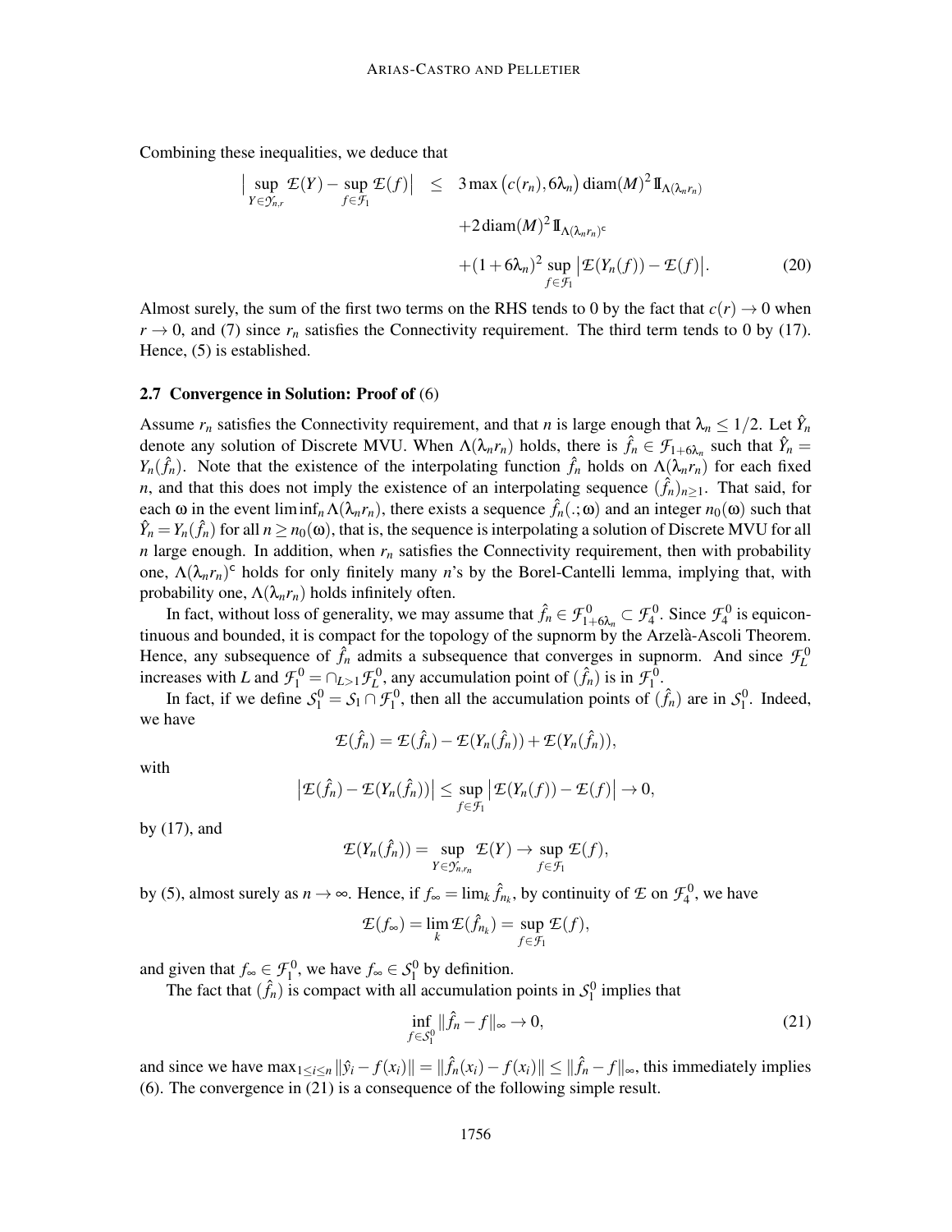Combining these inequalities, we deduce that

$$\Big|\sup_{Y\in\mathcal{Y}_{n,r}} \mathcal{E}(Y) - \sup_{f\in\mathcal{F}_1} \mathcal{E}(f)\Big| \leq 3\max\big(c(r_n), 6\lambda_n\big)\,\mathrm{diam}(M)^2\,\mathbb{I}_{\Lambda(\lambda_n r_n)} + 2\,\mathrm{diam}(M)^2\,\mathbb{I}_{\Lambda(\lambda_n r_n)^c} + (1+6\lambda_n)^2 \sup_{f\in\mathcal{F}_1}\big|\mathcal{E}(Y_n(f)) - \mathcal{E}(f)\big|. \quad (20)$$

Almost surely, the sum of the first two terms on the RHS tends to 0 by the fact that $c(r)\to 0$ when $r\to 0$, and (7) since $r_n$ satisfies the Connectivity requirement. The third term tends to 0 by (17). Hence, (5) is established.

### 2.7 Convergence in Solution: Proof of (6)

Assume $r_n$ satisfies the Connectivity requirement, and that $n$ is large enough that $\lambda_n \leq 1/2$. Let $\hat{Y}_n$ denote any solution of Discrete MVU. When $\Lambda(\lambda_n r_n)$ holds, there is $\hat{f}_n \in \mathcal{F}_{1+6\lambda_n}$ such that $\hat{Y}_n = Y_n(\hat{f}_n)$. Note that the existence of the interpolating function $\hat{f}_n$ holds on $\Lambda(\lambda_n r_n)$ for each fixed $n$, and that this does not imply the existence of an interpolating sequence $(\hat{f}_n)_{n\geq 1}$. That said, for each $\omega$ in the event $\liminf_n \Lambda(\lambda_n r_n)$, there exists a sequence $\hat{f}_n(.;\omega)$ and an integer $n_0(\omega)$ such that $\hat{Y}_n = Y_n(\hat{f}_n)$ for all $n \geq n_0(\omega)$, that is, the sequence is interpolating a solution of Discrete MVU for all $n$ large enough. In addition, when $r_n$ satisfies the Connectivity requirement, then with probability one, $\Lambda(\lambda_n r_n)^c$ holds for only finitely many $n$'s by the Borel-Cantelli lemma, implying that, with probability one, $\Lambda(\lambda_n r_n)$ holds infinitely often.

In fact, without loss of generality, we may assume that $\hat{f}_n \in \mathcal{F}^0_{1+6\lambda_n} \subset \mathcal{F}^0_4$. Since $\mathcal{F}^0_4$ is equicontinuous and bounded, it is compact for the topology of the supnorm by the Arzelà-Ascoli Theorem. Hence, any subsequence of $\hat{f}_n$ admits a subsequence that converges in supnorm. And since $\mathcal{F}^0_L$ increases with $L$ and $\mathcal{F}^0_1 = \cap_{L>1}\mathcal{F}^0_L$, any accumulation point of $(\hat{f}_n)$ is in $\mathcal{F}^0_1$.

In fact, if we define $\mathcal{S}^0_1 = \mathcal{S}_1 \cap \mathcal{F}^0_1$, then all the accumulation points of $(\hat{f}_n)$ are in $\mathcal{S}^0_1$. Indeed, we have

$$\mathcal{E}(\hat{f}_n) = \mathcal{E}(\hat{f}_n) - \mathcal{E}(Y_n(\hat{f}_n)) + \mathcal{E}(Y_n(\hat{f}_n)),$$

with

$$\big|\mathcal{E}(\hat{f}_n) - \mathcal{E}(Y_n(\hat{f}_n))\big| \leq \sup_{f\in\mathcal{F}_1}\big|\mathcal{E}(Y_n(f)) - \mathcal{E}(f)\big| \to 0,$$

by (17), and

$$\mathcal{E}(Y_n(\hat{f}_n)) = \sup_{Y\in\mathcal{Y}_{n,r_n}} \mathcal{E}(Y) \to \sup_{f\in\mathcal{F}_1}\mathcal{E}(f),$$

by (5), almost surely as $n\to\infty$. Hence, if $f_\infty = \lim_k \hat{f}_{n_k}$, by continuity of $\mathcal{E}$ on $\mathcal{F}^0_4$, we have

$$\mathcal{E}(f_\infty) = \lim_k \mathcal{E}(\hat{f}_{n_k}) = \sup_{f\in\mathcal{F}_1}\mathcal{E}(f),$$

and given that $f_\infty \in \mathcal{F}^0_1$, we have $f_\infty \in \mathcal{S}^0_1$ by definition.

The fact that $(\hat{f}_n)$ is compact with all accumulation points in $\mathcal{S}^0_1$ implies that

$$\inf_{f\in\mathcal{S}^0_1}\|\hat{f}_n - f\|_\infty \to 0, \quad (21)$$

and since we have $\max_{1\leq i\leq n}\|\hat{y}_i - f(x_i)\| = \|\hat{f}_n(x_i) - f(x_i)\| \leq \|\hat{f}_n - f\|_\infty$, this immediately implies (6). The convergence in (21) is a consequence of the following simple result.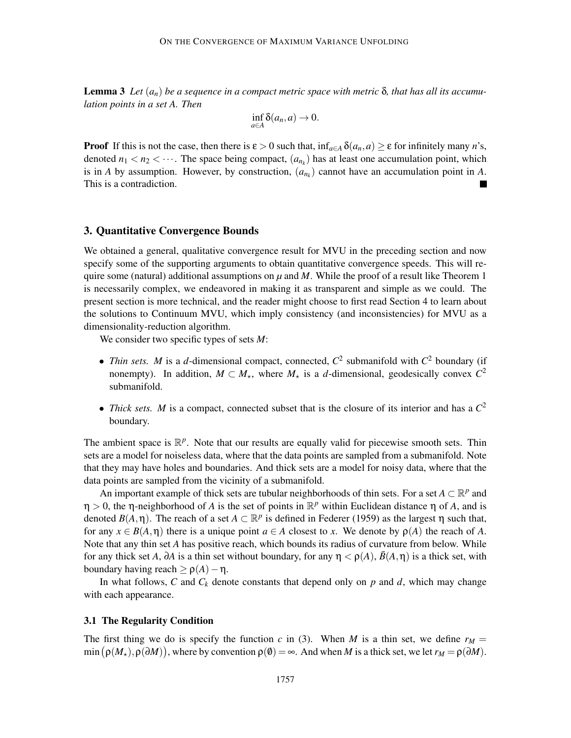**Lemma 3** *Let $(a_n)$ be a sequence in a compact metric space with metric $\delta$, that has all its accumulation points in a set $A$. Then*

$$\inf_{a \in A} \delta(a_n, a) \to 0.$$

**Proof** If this is not the case, then there is $\varepsilon > 0$ such that, $\inf_{a \in A} \delta(a_n, a) \geq \varepsilon$ for infinitely many $n$'s, denoted $n_1 < n_2 < \cdots$. The space being compact, $(a_{n_k})$ has at least one accumulation point, which is in $A$ by assumption. However, by construction, $(a_{n_k})$ cannot have an accumulation point in $A$. This is a contradiction. ∎

## 3. Quantitative Convergence Bounds

We obtained a general, qualitative convergence result for MVU in the preceding section and now specify some of the supporting arguments to obtain quantitative convergence speeds. This will require some (natural) additional assumptions on $\mu$ and $M$. While the proof of a result like Theorem 1 is necessarily complex, we endeavored in making it as transparent and simple as we could. The present section is more technical, and the reader might choose to first read Section 4 to learn about the solutions to Continuum MVU, which imply consistency (and inconsistencies) for MVU as a dimensionality-reduction algorithm.

We consider two specific types of sets $M$:

- *Thin sets.* $M$ is a $d$-dimensional compact, connected, $C^2$ submanifold with $C^2$ boundary (if nonempty). In addition, $M \subset M_\star$, where $M_\star$ is a $d$-dimensional, geodesically convex $C^2$ submanifold.
- *Thick sets.* $M$ is a compact, connected subset that is the closure of its interior and has a $C^2$ boundary.

The ambient space is $\mathbb{R}^p$. Note that our results are equally valid for piecewise smooth sets. Thin sets are a model for noiseless data, where that the data points are sampled from a submanifold. Note that they may have holes and boundaries. And thick sets are a model for noisy data, where that the data points are sampled from the vicinity of a submanifold.

An important example of thick sets are tubular neighborhoods of thin sets. For a set $A \subset \mathbb{R}^p$ and $\eta > 0$, the $\eta$-neighborhood of $A$ is the set of points in $\mathbb{R}^p$ within Euclidean distance $\eta$ of $A$, and is denoted $B(A, \eta)$. The reach of a set $A \subset \mathbb{R}^p$ is defined in Federer (1959) as the largest $\eta$ such that, for any $x \in B(A, \eta)$ there is a unique point $a \in A$ closest to $x$. We denote by $\rho(A)$ the reach of $A$. Note that any thin set $A$ has positive reach, which bounds its radius of curvature from below. While for any thick set $A$, $\partial A$ is a thin set without boundary, for any $\eta < \rho(A)$, $\bar{B}(A, \eta)$ is a thick set, with boundary having reach $\geq \rho(A) - \eta$.

In what follows, $C$ and $C_k$ denote constants that depend only on $p$ and $d$, which may change with each appearance.

### 3.1 The Regularity Condition

The first thing we do is specify the function $c$ in (3). When $M$ is a thin set, we define $r_M = \min\big(\rho(M_\star), \rho(\partial M)\big)$, where by convention $\rho(\emptyset) = \infty$. And when $M$ is a thick set, we let $r_M = \rho(\partial M)$.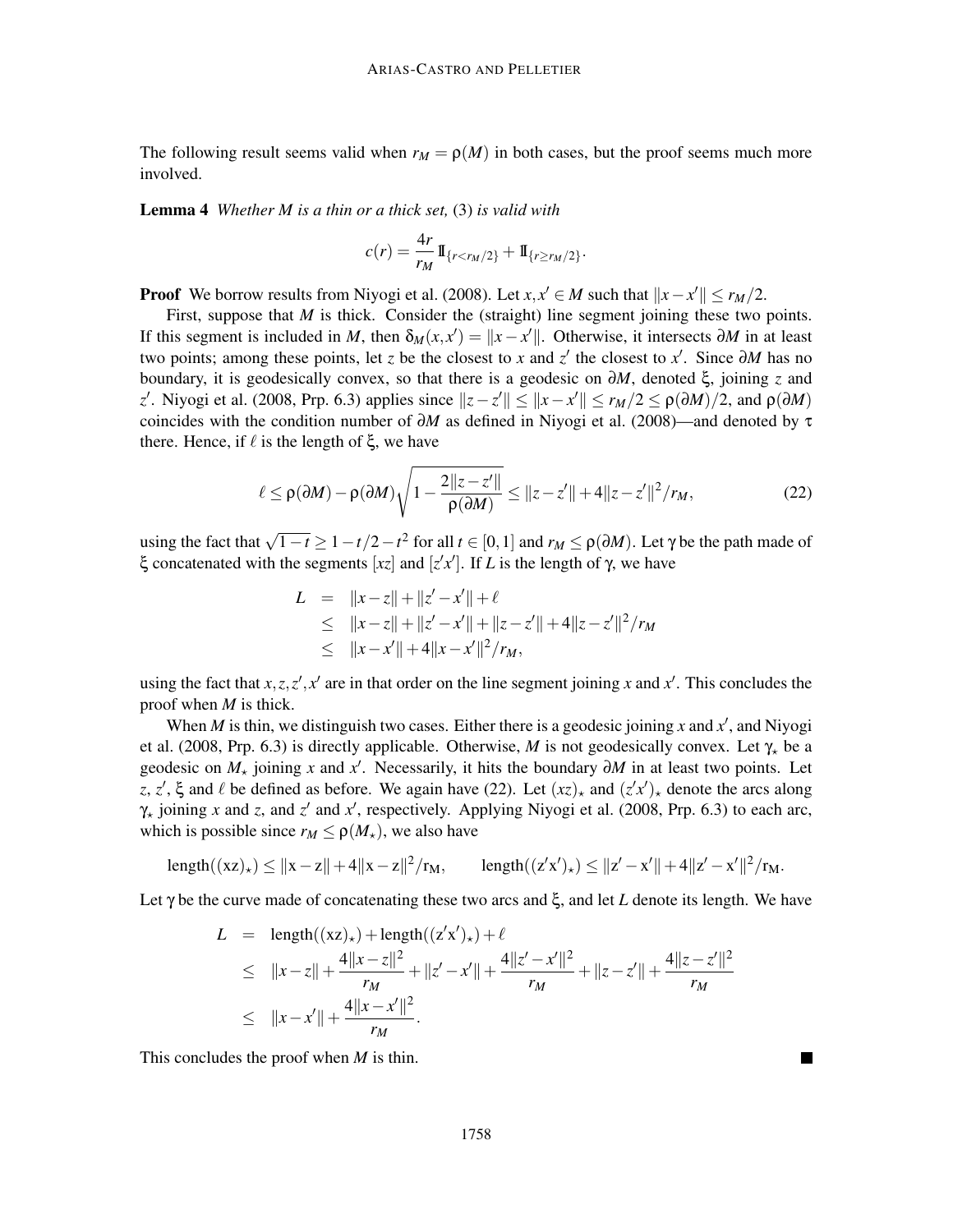The following result seems valid when $r_M = \rho(M)$ in both cases, but the proof seems much more involved.

**Lemma 4** *Whether $M$ is a thin or a thick set,* (3) *is valid with*

$$c(r) = \frac{4r}{r_M} \mathbb{I}_{\{r < r_M/2\}} + \mathbb{I}_{\{r \geq r_M/2\}}.$$

**Proof** We borrow results from Niyogi et al. (2008). Let $x, x' \in M$ such that $\|x - x'\| \leq r_M/2$.

First, suppose that $M$ is thick. Consider the (straight) line segment joining these two points. If this segment is included in $M$, then $\delta_M(x, x') = \|x - x'\|$. Otherwise, it intersects $\partial M$ in at least two points; among these points, let $z$ be the closest to $x$ and $z'$ the closest to $x'$. Since $\partial M$ has no boundary, it is geodesically convex, so that there is a geodesic on $\partial M$, denoted $\xi$, joining $z$ and $z'$. Niyogi et al. (2008, Prp. 6.3) applies since $\|z - z'\| \leq \|x - x'\| \leq r_M/2 \leq \rho(\partial M)/2$, and $\rho(\partial M)$ coincides with the condition number of $\partial M$ as defined in Niyogi et al. (2008)—and denoted by $\tau$ there. Hence, if $\ell$ is the length of $\xi$, we have

$$\ell \leq \rho(\partial M) - \rho(\partial M)\sqrt{1 - \frac{2\|z - z'\|}{\rho(\partial M)}} \leq \|z - z'\| + 4\|z - z'\|^2/r_M, \tag{22}$$

using the fact that $\sqrt{1-t} \geq 1 - t/2 - t^2$ for all $t \in [0,1]$ and $r_M \leq \rho(\partial M)$. Let $\gamma$ be the path made of $\xi$ concatenated with the segments $[xz]$ and $[z'x']$. If $L$ is the length of $\gamma$, we have

$$\begin{aligned}
L &= \|x - z\| + \|z' - x'\| + \ell \\
&\leq \|x - z\| + \|z' - x'\| + \|z - z'\| + 4\|z - z'\|^2/r_M \\
&\leq \|x - x'\| + 4\|x - x'\|^2/r_M,
\end{aligned}$$

using the fact that $x, z, z', x'$ are in that order on the line segment joining $x$ and $x'$. This concludes the proof when $M$ is thick.

When $M$ is thin, we distinguish two cases. Either there is a geodesic joining $x$ and $x'$, and Niyogi et al. (2008, Prp. 6.3) is directly applicable. Otherwise, $M$ is not geodesically convex. Let $\gamma_\star$ be a geodesic on $M_\star$ joining $x$ and $x'$. Necessarily, it hits the boundary $\partial M$ in at least two points. Let $z$, $z'$, $\xi$ and $\ell$ be defined as before. We again have (22). Let $(xz)_\star$ and $(z'x')_\star$ denote the arcs along $\gamma_\star$ joining $x$ and $z$, and $z'$ and $x'$, respectively. Applying Niyogi et al. (2008, Prp. 6.3) to each arc, which is possible since $r_M \leq \rho(M_\star)$, we also have

$$\mathrm{length}((xz)_\star) \leq \|x - z\| + 4\|x - z\|^2/r_M, \qquad \mathrm{length}((z'x')_\star) \leq \|z' - x'\| + 4\|z' - x'\|^2/r_M.$$

Let $\gamma$ be the curve made of concatenating these two arcs and $\xi$, and let $L$ denote its length. We have

$$\begin{aligned}
L &= \mathrm{length}((xz)_\star) + \mathrm{length}((z'x')_\star) + \ell \\
&\leq \|x - z\| + \frac{4\|x - z\|^2}{r_M} + \|z' - x'\| + \frac{4\|z' - x'\|^2}{r_M} + \|z - z'\| + \frac{4\|z - z'\|^2}{r_M} \\
&\leq \|x - x'\| + \frac{4\|x - x'\|^2}{r_M}.
\end{aligned}$$

This concludes the proof when $M$ is thin. ■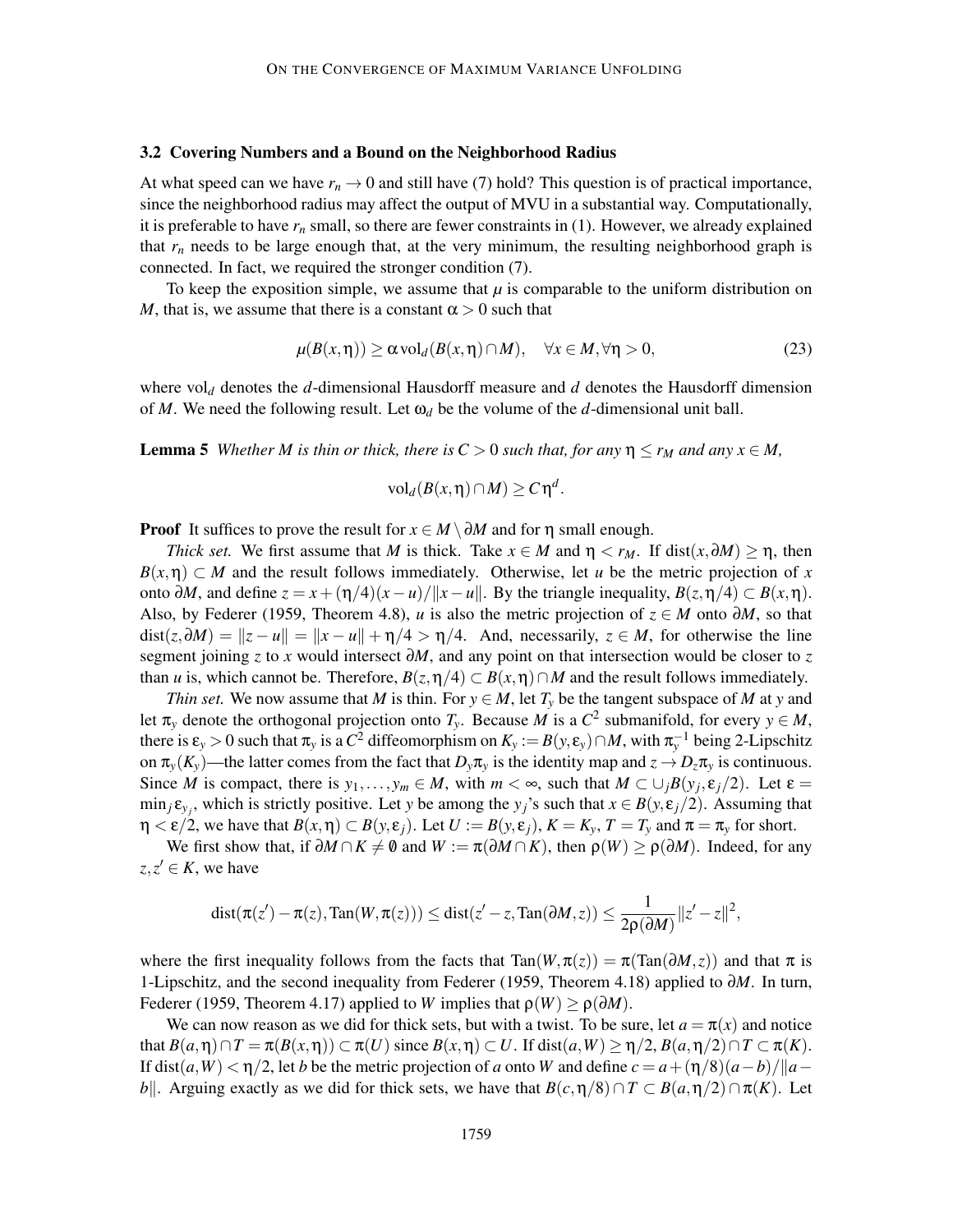### 3.2 Covering Numbers and a Bound on the Neighborhood Radius

At what speed can we have $r_n \to 0$ and still have (7) hold? This question is of practical importance, since the neighborhood radius may affect the output of MVU in a substantial way. Computationally, it is preferable to have $r_n$ small, so there are fewer constraints in (1). However, we already explained that $r_n$ needs to be large enough that, at the very minimum, the resulting neighborhood graph is connected. In fact, we required the stronger condition (7).

To keep the exposition simple, we assume that $\mu$ is comparable to the uniform distribution on $M$, that is, we assume that there is a constant $\alpha > 0$ such that

$$\mu(B(x,\eta)) \geq \alpha \operatorname{vol}_d(B(x,\eta)\cap M), \quad \forall x \in M, \forall \eta > 0, \tag{23}$$

where $\operatorname{vol}_d$ denotes the $d$-dimensional Hausdorff measure and $d$ denotes the Hausdorff dimension of $M$. We need the following result. Let $\omega_d$ be the volume of the $d$-dimensional unit ball.

**Lemma 5** *Whether $M$ is thin or thick, there is $C > 0$ such that, for any $\eta \leq r_M$ and any $x \in M$,*

$$\operatorname{vol}_d(B(x,\eta)\cap M) \geq C\eta^d.$$

**Proof** It suffices to prove the result for $x \in M \setminus \partial M$ and for $\eta$ small enough.

*Thick set.* We first assume that $M$ is thick. Take $x \in M$ and $\eta < r_M$. If $\operatorname{dist}(x, \partial M) \geq \eta$, then $B(x,\eta) \subset M$ and the result follows immediately. Otherwise, let $u$ be the metric projection of $x$ onto $\partial M$, and define $z = x + (\eta/4)(x-u)/\|x-u\|$. By the triangle inequality, $B(z,\eta/4) \subset B(x,\eta)$. Also, by Federer (1959, Theorem 4.8), $u$ is also the metric projection of $z \in M$ onto $\partial M$, so that $\operatorname{dist}(z,\partial M) = \|z-u\| = \|x-u\| + \eta/4 > \eta/4$. And, necessarily, $z \in M$, for otherwise the line segment joining $z$ to $x$ would intersect $\partial M$, and any point on that intersection would be closer to $z$ than $u$ is, which cannot be. Therefore, $B(z,\eta/4) \subset B(x,\eta)\cap M$ and the result follows immediately.

*Thin set.* We now assume that $M$ is thin. For $y \in M$, let $T_y$ be the tangent subspace of $M$ at $y$ and let $\pi_y$ denote the orthogonal projection onto $T_y$. Because $M$ is a $C^2$ submanifold, for every $y \in M$, there is $\varepsilon_y > 0$ such that $\pi_y$ is a $C^2$ diffeomorphism on $K_y := B(y,\varepsilon_y)\cap M$, with $\pi_y^{-1}$ being 2-Lipschitz on $\pi_y(K_y)$—the latter comes from the fact that $D_y\pi_y$ is the identity map and $z \to D_z\pi_y$ is continuous. Since $M$ is compact, there is $y_1,\dots,y_m \in M$, with $m < \infty$, such that $M \subset \cup_j B(y_j,\varepsilon_j/2)$. Let $\varepsilon = \min_j \varepsilon_{y_j}$, which is strictly positive. Let $y$ be among the $y_j$'s such that $x \in B(y,\varepsilon_j/2)$. Assuming that $\eta < \varepsilon/2$, we have that $B(x,\eta) \subset B(y,\varepsilon_j)$. Let $U := B(y,\varepsilon_j)$, $K = K_y$, $T = T_y$ and $\pi = \pi_y$ for short.

We first show that, if $\partial M \cap K \neq \emptyset$ and $W := \pi(\partial M \cap K)$, then $\rho(W) \geq \rho(\partial M)$. Indeed, for any $z, z' \in K$, we have

$$\operatorname{dist}(\pi(z') - \pi(z), \operatorname{Tan}(W,\pi(z))) \leq \operatorname{dist}(z'-z, \operatorname{Tan}(\partial M, z)) \leq \frac{1}{2\rho(\partial M)}\|z'-z\|^2,$$

where the first inequality follows from the facts that $\operatorname{Tan}(W,\pi(z)) = \pi(\operatorname{Tan}(\partial M,z))$ and that $\pi$ is 1-Lipschitz, and the second inequality from Federer (1959, Theorem 4.18) applied to $\partial M$. In turn, Federer (1959, Theorem 4.17) applied to $W$ implies that $\rho(W) \geq \rho(\partial M)$.

We can now reason as we did for thick sets, but with a twist. To be sure, let $a = \pi(x)$ and notice that $B(a,\eta)\cap T = \pi(B(x,\eta)) \subset \pi(U)$ since $B(x,\eta) \subset U$. If $\operatorname{dist}(a,W) \geq \eta/2$, $B(a,\eta/2)\cap T \subset \pi(K)$. If $\operatorname{dist}(a,W) < \eta/2$, let $b$ be the metric projection of $a$ onto $W$ and define $c = a + (\eta/8)(a-b)/\|a-b\|$. Arguing exactly as we did for thick sets, we have that $B(c,\eta/8)\cap T \subset B(a,\eta/2)\cap\pi(K)$. Let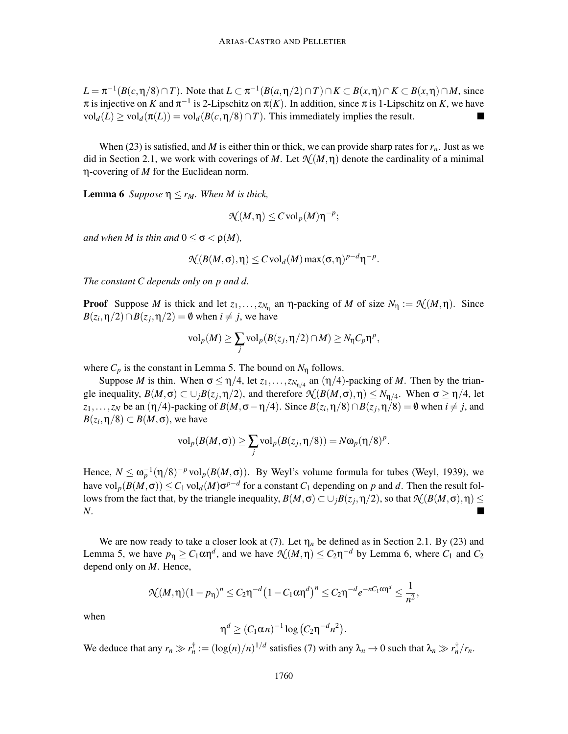$L = \pi^{-1}(B(c,\eta/8)\cap T)$. Note that $L \subset \pi^{-1}(B(a,\eta/2)\cap T)\cap K \subset B(x,\eta)\cap K \subset B(x,\eta)\cap M$, since $\pi$ is injective on $K$ and $\pi^{-1}$ is 2-Lipschitz on $\pi(K)$. In addition, since $\pi$ is 1-Lipschitz on $K$, we have $\mathrm{vol}_d(L) \geq \mathrm{vol}_d(\pi(L)) = \mathrm{vol}_d(B(c,\eta/8)\cap T)$. This immediately implies the result. ■

When (23) is satisfied, and $M$ is either thin or thick, we can provide sharp rates for $r_n$. Just as we did in Section 2.1, we work with coverings of $M$. Let $\mathcal{N}(M,\eta)$ denote the cardinality of a minimal $\eta$-covering of $M$ for the Euclidean norm.

**Lemma 6** *Suppose $\eta \leq r_M$. When $M$ is thick,*

$$\mathcal{N}(M,\eta) \leq C\,\mathrm{vol}_p(M)\eta^{-p};$$

*and when $M$ is thin and $0 \leq \sigma < \rho(M)$,*

$$\mathcal{N}(B(M,\sigma),\eta) \leq C\,\mathrm{vol}_d(M)\max(\sigma,\eta)^{p-d}\eta^{-p}.$$

*The constant $C$ depends only on $p$ and $d$.*

**Proof** Suppose $M$ is thick and let $z_1,\ldots,z_{N_\eta}$ an $\eta$-packing of $M$ of size $N_\eta := \mathcal{N}(M,\eta)$. Since $B(z_i,\eta/2)\cap B(z_j,\eta/2) = \emptyset$ when $i \neq j$, we have

$$\mathrm{vol}_p(M) \geq \sum_j \mathrm{vol}_p(B(z_j,\eta/2)\cap M) \geq N_\eta C_p \eta^p,$$

where $C_p$ is the constant in Lemma 5. The bound on $N_\eta$ follows.

Suppose $M$ is thin. When $\sigma \leq \eta/4$, let $z_1,\ldots,z_{N_{\eta/4}}$ an $(\eta/4)$-packing of $M$. Then by the triangle inequality, $B(M,\sigma) \subset \cup_j B(z_j,\eta/2)$, and therefore $\mathcal{N}(B(M,\sigma),\eta) \leq N_{\eta/4}$. When $\sigma \geq \eta/4$, let $z_1,\ldots,z_N$ be an $(\eta/4)$-packing of $B(M,\sigma-\eta/4)$. Since $B(z_i,\eta/8)\cap B(z_j,\eta/8) = \emptyset$ when $i \neq j$, and $B(z_i,\eta/8) \subset B(M,\sigma)$, we have

$$\mathrm{vol}_p(B(M,\sigma)) \geq \sum_j \mathrm{vol}_p(B(z_j,\eta/8)) = N\omega_p(\eta/8)^p.$$

Hence, $N \leq \omega_p^{-1}(\eta/8)^{-p}\,\mathrm{vol}_p(B(M,\sigma))$. By Weyl's volume formula for tubes (Weyl, 1939), we have $\mathrm{vol}_p(B(M,\sigma)) \leq C_1\,\mathrm{vol}_d(M)\sigma^{p-d}$ for a constant $C_1$ depending on $p$ and $d$. Then the result follows from the fact that, by the triangle inequality, $B(M,\sigma) \subset \cup_j B(z_j,\eta/2)$, so that $\mathcal{N}(B(M,\sigma),\eta) \leq N$. ■

We are now ready to take a closer look at (7). Let $\eta_n$ be defined as in Section 2.1. By (23) and Lemma 5, we have $p_\eta \geq C_1\alpha\eta^d$, and we have $\mathcal{N}(M,\eta) \leq C_2\eta^{-d}$ by Lemma 6, where $C_1$ and $C_2$ depend only on $M$. Hence,

$$\mathcal{N}(M,\eta)(1-p_\eta)^n \leq C_2\eta^{-d}\big(1-C_1\alpha\eta^d\big)^n \leq C_2\eta^{-d}e^{-nC_1\alpha\eta^d} \leq \frac{1}{n^2},$$

when

$$\eta^d \geq (C_1\alpha n)^{-1}\log\big(C_2\eta^{-d}n^2\big).$$

We deduce that any $r_n \gg r_n^\dagger := (\log(n)/n)^{1/d}$ satisfies (7) with any $\lambda_n \to 0$ such that $\lambda_n \gg r_n^\dagger/r_n$.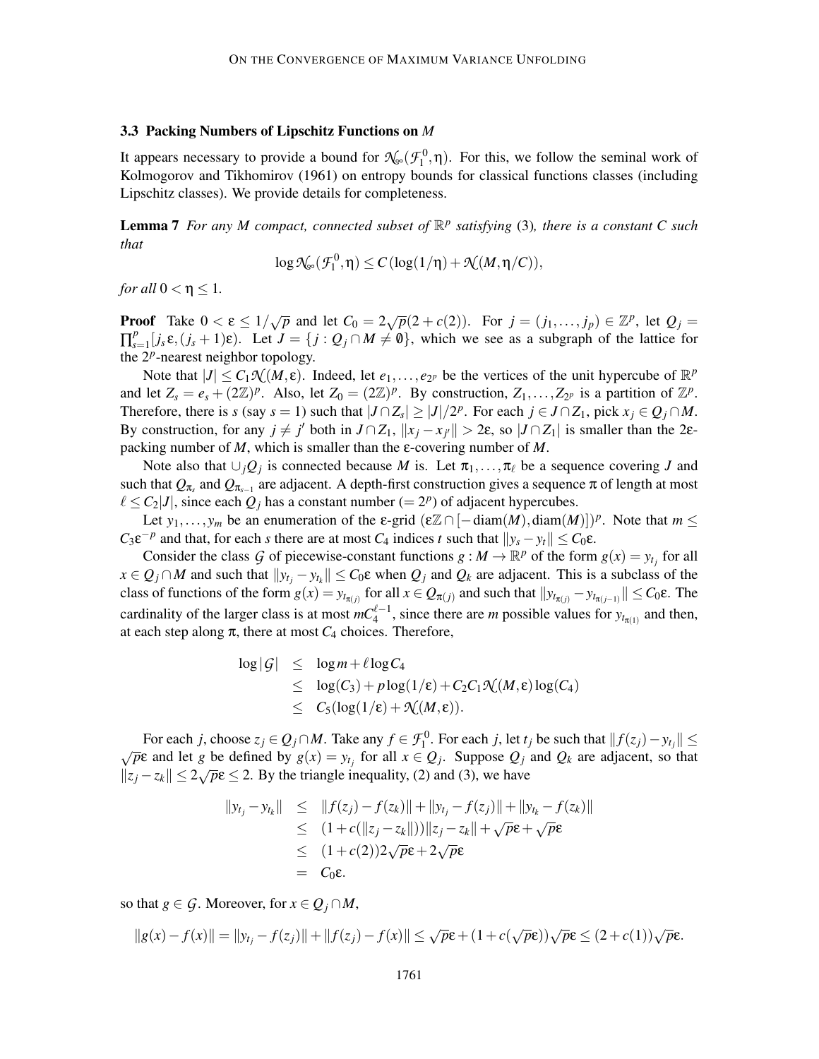### 3.3 Packing Numbers of Lipschitz Functions on $M$

It appears necessary to provide a bound for $\mathcal{N}_\infty(\mathcal{F}_1^0, \eta)$. For this, we follow the seminal work of Kolmogorov and Tikhomirov (1961) on entropy bounds for classical functions classes (including Lipschitz classes). We provide details for completeness.

**Lemma 7** *For any $M$ compact, connected subset of $\mathbb{R}^p$ satisfying* (3)*, there is a constant $C$ such that*

$$\log \mathcal{N}_\infty(\mathcal{F}_1^0, \eta) \le C(\log(1/\eta) + \mathcal{N}(M, \eta/C)),$$

*for all $0 < \eta \le 1$.*

**Proof** Take $0 < \varepsilon \le 1/\sqrt{p}$ and let $C_0 = 2\sqrt{p}(2 + c(2))$. For $j = (j_1, \dots, j_p) \in \mathbb{Z}^p$, let $Q_j = \prod_{s=1}^p [j_s \varepsilon, (j_s + 1)\varepsilon)$. Let $J = \{j : Q_j \cap M \neq \emptyset\}$, which we see as a subgraph of the lattice for the $2^p$-nearest neighbor topology.

Note that $|J| \le C_1 \mathcal{N}(M, \varepsilon)$. Indeed, let $e_1, \dots, e_{2^p}$ be the vertices of the unit hypercube of $\mathbb{R}^p$ and let $Z_s = e_s + (2\mathbb{Z})^p$. Also, let $Z_0 = (2\mathbb{Z})^p$. By construction, $Z_1, \dots, Z_{2^p}$ is a partition of $\mathbb{Z}^p$. Therefore, there is $s$ (say $s = 1$) such that $|J \cap Z_s| \ge |J|/2^p$. For each $j \in J \cap Z_1$, pick $x_j \in Q_j \cap M$. By construction, for any $j \neq j'$ both in $J \cap Z_1$, $\|x_j - x_{j'}\| > 2\varepsilon$, so $|J \cap Z_1|$ is smaller than the $2\varepsilon$-packing number of $M$, which is smaller than the $\varepsilon$-covering number of $M$.

Note also that $\cup_j Q_j$ is connected because $M$ is. Let $\pi_1, \dots, \pi_\ell$ be a sequence covering $J$ and such that $Q_{\pi_s}$ and $Q_{\pi_{s-1}}$ are adjacent. A depth-first construction gives a sequence $\pi$ of length at most $\ell \le C_2|J|$, since each $Q_j$ has a constant number ($= 2^p$) of adjacent hypercubes.

Let $y_1, \dots, y_m$ be an enumeration of the $\varepsilon$-grid $(\varepsilon\mathbb{Z} \cap [-\operatorname{diam}(M), \operatorname{diam}(M)])^p$. Note that $m \le C_3 \varepsilon^{-p}$ and that, for each $s$ there are at most $C_4$ indices $t$ such that $\|y_s - y_t\| \le C_0\varepsilon$.

Consider the class $\mathcal{G}$ of piecewise-constant functions $g : M \to \mathbb{R}^p$ of the form $g(x) = y_{t_j}$ for all $x \in Q_j \cap M$ and such that $\|y_{t_j} - y_{t_k}\| \le C_0\varepsilon$ when $Q_j$ and $Q_k$ are adjacent. This is a subclass of the class of functions of the form $g(x) = y_{t_{\pi(j)}}$ for all $x \in Q_{\pi(j)}$ and such that $\|y_{t_{\pi(j)}} - y_{t_{\pi(j-1)}}\| \le C_0\varepsilon$. The cardinality of the larger class is at most $mC_4^{\ell-1}$, since there are $m$ possible values for $y_{t_{\pi(1)}}$ and then, at each step along $\pi$, there at most $C_4$ choices. Therefore,

$$\begin{aligned}
\log|\mathcal{G}| &\le \log m + \ell \log C_4 \\
&\le \log(C_3) + p\log(1/\varepsilon) + C_2 C_1 \mathcal{N}(M, \varepsilon)\log(C_4) \\
&\le C_5(\log(1/\varepsilon) + \mathcal{N}(M, \varepsilon)).
\end{aligned}$$

For each $j$, choose $z_j \in Q_j \cap M$. Take any $f \in \mathcal{F}_1^0$. For each $j$, let $t_j$ be such that $\|f(z_j) - y_{t_j}\| \le \sqrt{p}\varepsilon$ and let $g$ be defined by $g(x) = y_{t_j}$ for all $x \in Q_j$. Suppose $Q_j$ and $Q_k$ are adjacent, so that $\|z_j - z_k\| \le 2\sqrt{p}\varepsilon \le 2$. By the triangle inequality, (2) and (3), we have

$$\begin{aligned}
\|y_{t_j} - y_{t_k}\| &\le \|f(z_j) - f(z_k)\| + \|y_{t_j} - f(z_j)\| + \|y_{t_k} - f(z_k)\| \\
&\le (1 + c(\|z_j - z_k\|))\|z_j - z_k\| + \sqrt{p}\varepsilon + \sqrt{p}\varepsilon \\
&\le (1 + c(2))2\sqrt{p}\varepsilon + 2\sqrt{p}\varepsilon \\
&= C_0\varepsilon.
\end{aligned}$$

so that $g \in \mathcal{G}$. Moreover, for $x \in Q_j \cap M$,

$$\|g(x) - f(x)\| = \|y_{t_j} - f(z_j)\| + \|f(z_j) - f(x)\| \le \sqrt{p}\varepsilon + (1 + c(\sqrt{p}\varepsilon))\sqrt{p}\varepsilon \le (2 + c(1))\sqrt{p}\varepsilon.$$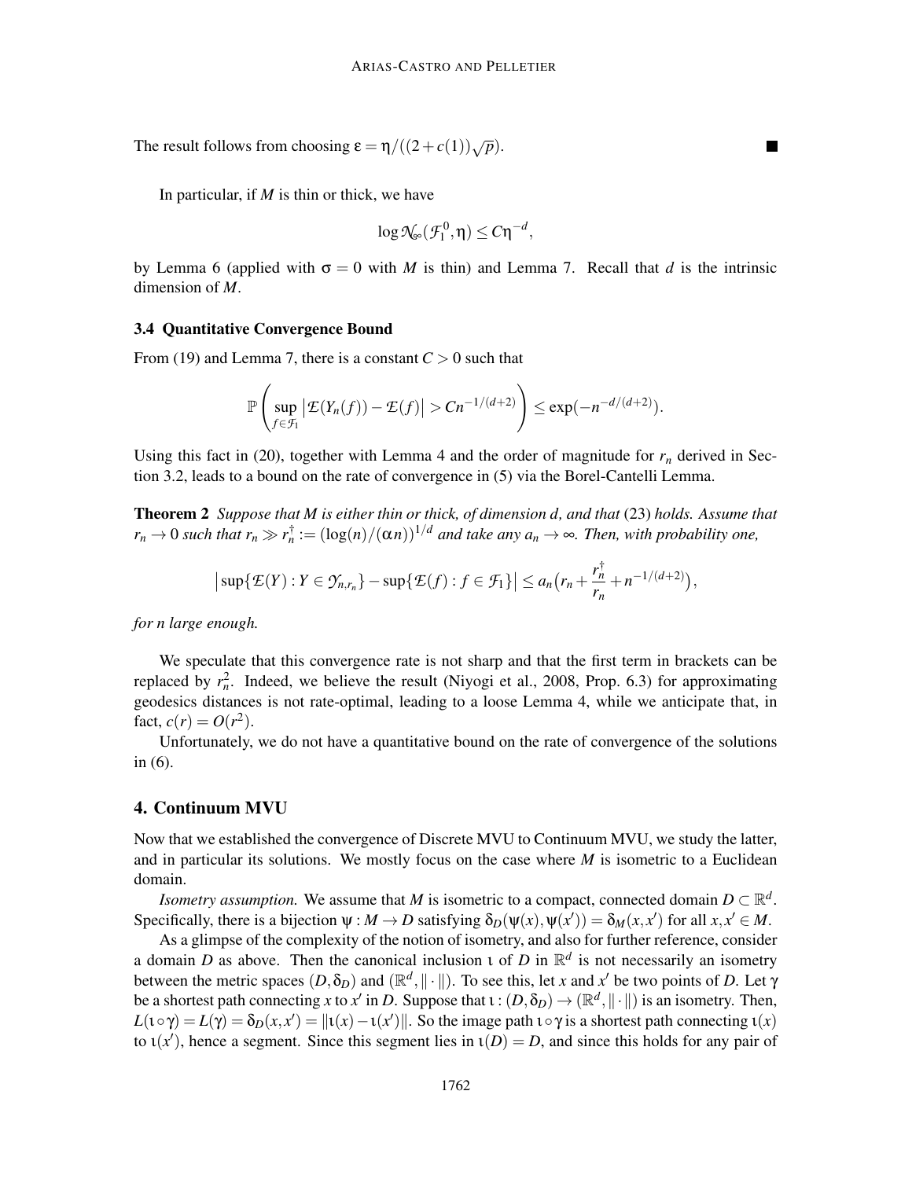The result follows from choosing $\varepsilon = \eta/((2+c(1))\sqrt{p})$. ■

In particular, if $M$ is thin or thick, we have

$$\log \mathcal{N}_\infty(\mathcal{F}_1^0, \eta) \leq C\eta^{-d},$$

by Lemma 6 (applied with $\sigma = 0$ with $M$ is thin) and Lemma 7. Recall that $d$ is the intrinsic dimension of $M$.

### 3.4 Quantitative Convergence Bound

From (19) and Lemma 7, there is a constant $C > 0$ such that

$$\mathbb{P}\left(\sup_{f \in \mathcal{F}_1} \left|\mathcal{E}(Y_n(f)) - \mathcal{E}(f)\right| > Cn^{-1/(d+2)}\right) \leq \exp(-n^{-d/(d+2)}).$$

Using this fact in (20), together with Lemma 4 and the order of magnitude for $r_n$ derived in Section 3.2, leads to a bound on the rate of convergence in (5) via the Borel-Cantelli Lemma.

**Theorem 2** *Suppose that $M$ is either thin or thick, of dimension $d$, and that* (23) *holds. Assume that $r_n \to 0$ such that $r_n \gg r_n^\dagger := (\log(n)/(\alpha n))^{1/d}$ and take any $a_n \to \infty$. Then, with probability one,*

$$\left|\sup\{\mathcal{E}(Y) : Y \in \mathcal{Y}_{n,r_n}\} - \sup\{\mathcal{E}(f) : f \in \mathcal{F}_1\}\right| \leq a_n\left(r_n + \frac{r_n^\dagger}{r_n} + n^{-1/(d+2)}\right),$$

*for $n$ large enough.*

We speculate that this convergence rate is not sharp and that the first term in brackets can be replaced by $r_n^2$. Indeed, we believe the result (Niyogi et al., 2008, Prop. 6.3) for approximating geodesics distances is not rate-optimal, leading to a loose Lemma 4, while we anticipate that, in fact, $c(r) = O(r^2)$.

Unfortunately, we do not have a quantitative bound on the rate of convergence of the solutions in (6).

## 4. Continuum MVU

Now that we established the convergence of Discrete MVU to Continuum MVU, we study the latter, and in particular its solutions. We mostly focus on the case where $M$ is isometric to a Euclidean domain.

*Isometry assumption.* We assume that $M$ is isometric to a compact, connected domain $D \subset \mathbb{R}^d$. Specifically, there is a bijection $\psi : M \to D$ satisfying $\delta_D(\psi(x), \psi(x')) = \delta_M(x, x')$ for all $x, x' \in M$.

As a glimpse of the complexity of the notion of isometry, and also for further reference, consider a domain $D$ as above. Then the canonical inclusion $\iota$ of $D$ in $\mathbb{R}^d$ is not necessarily an isometry between the metric spaces $(D, \delta_D)$ and $(\mathbb{R}^d, \|\cdot\|)$. To see this, let $x$ and $x'$ be two points of $D$. Let $\gamma$ be a shortest path connecting $x$ to $x'$ in $D$. Suppose that $\iota : (D, \delta_D) \to (\mathbb{R}^d, \|\cdot\|)$ is an isometry. Then, $L(\iota \circ \gamma) = L(\gamma) = \delta_D(x, x') = \|\iota(x) - \iota(x')\|$. So the image path $\iota \circ \gamma$ is a shortest path connecting $\iota(x)$ to $\iota(x')$, hence a segment. Since this segment lies in $\iota(D) = D$, and since this holds for any pair of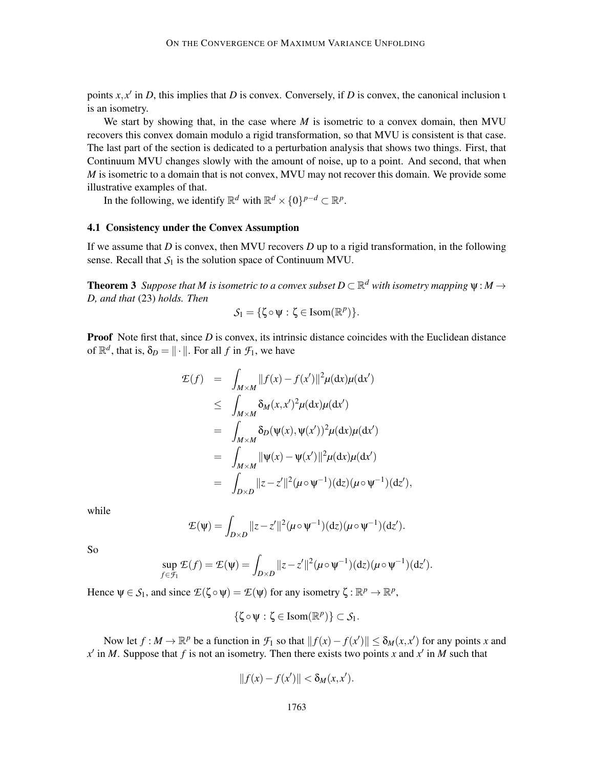points $x, x'$ in $D$, this implies that $D$ is convex. Conversely, if $D$ is convex, the canonical inclusion $\iota$ is an isometry.

We start by showing that, in the case where $M$ is isometric to a convex domain, then MVU recovers this convex domain modulo a rigid transformation, so that MVU is consistent is that case. The last part of the section is dedicated to a perturbation analysis that shows two things. First, that Continuum MVU changes slowly with the amount of noise, up to a point. And second, that when $M$ is isometric to a domain that is not convex, MVU may not recover this domain. We provide some illustrative examples of that.

In the following, we identify $\mathbb{R}^d$ with $\mathbb{R}^d \times \{0\}^{p-d} \subset \mathbb{R}^p$.

### 4.1 Consistency under the Convex Assumption

If we assume that $D$ is convex, then MVU recovers $D$ up to a rigid transformation, in the following sense. Recall that $\mathcal{S}_1$ is the solution space of Continuum MVU.

**Theorem 3** *Suppose that $M$ is isometric to a convex subset $D \subset \mathbb{R}^d$ with isometry mapping $\psi : M \to D$, and that (23) holds. Then*

$$\mathcal{S}_1 = \{\zeta \circ \psi : \zeta \in \mathrm{Isom}(\mathbb{R}^p)\}.$$

**Proof** Note first that, since $D$ is convex, its intrinsic distance coincides with the Euclidean distance of $\mathbb{R}^d$, that is, $\delta_D = \|\cdot\|$. For all $f$ in $\mathcal{F}_1$, we have

$$\begin{aligned}
\mathcal{E}(f) &= \int_{M\times M} \|f(x) - f(x')\|^2 \mu(\mathrm{d}x)\mu(\mathrm{d}x') \\
&\leq \int_{M\times M} \delta_M(x,x')^2 \mu(\mathrm{d}x)\mu(\mathrm{d}x') \\
&= \int_{M\times M} \delta_D(\psi(x),\psi(x'))^2 \mu(\mathrm{d}x)\mu(\mathrm{d}x') \\
&= \int_{M\times M} \|\psi(x) - \psi(x')\|^2 \mu(\mathrm{d}x)\mu(\mathrm{d}x') \\
&= \int_{D\times D} \|z - z'\|^2 (\mu\circ\psi^{-1})(\mathrm{d}z)(\mu\circ\psi^{-1})(\mathrm{d}z'),
\end{aligned}$$

while

$$\mathcal{E}(\psi) = \int_{D\times D} \|z - z'\|^2 (\mu\circ\psi^{-1})(\mathrm{d}z)(\mu\circ\psi^{-1})(\mathrm{d}z').$$

So

$$\sup_{f\in\mathcal{F}_1} \mathcal{E}(f) = \mathcal{E}(\psi) = \int_{D\times D} \|z - z'\|^2 (\mu\circ\psi^{-1})(\mathrm{d}z)(\mu\circ\psi^{-1})(\mathrm{d}z').$$

Hence $\psi \in \mathcal{S}_1$, and since $\mathcal{E}(\zeta\circ\psi) = \mathcal{E}(\psi)$ for any isometry $\zeta : \mathbb{R}^p \to \mathbb{R}^p$,

$$\{\zeta \circ \psi : \zeta \in \mathrm{Isom}(\mathbb{R}^p)\} \subset \mathcal{S}_1.$$

Now let $f : M \to \mathbb{R}^p$ be a function in $\mathcal{F}_1$ so that $\|f(x) - f(x')\| \leq \delta_M(x,x')$ for any points $x$ and $x'$ in $M$. Suppose that $f$ is not an isometry. Then there exists two points $x$ and $x'$ in $M$ such that

$$\|f(x) - f(x')\| < \delta_M(x,x').$$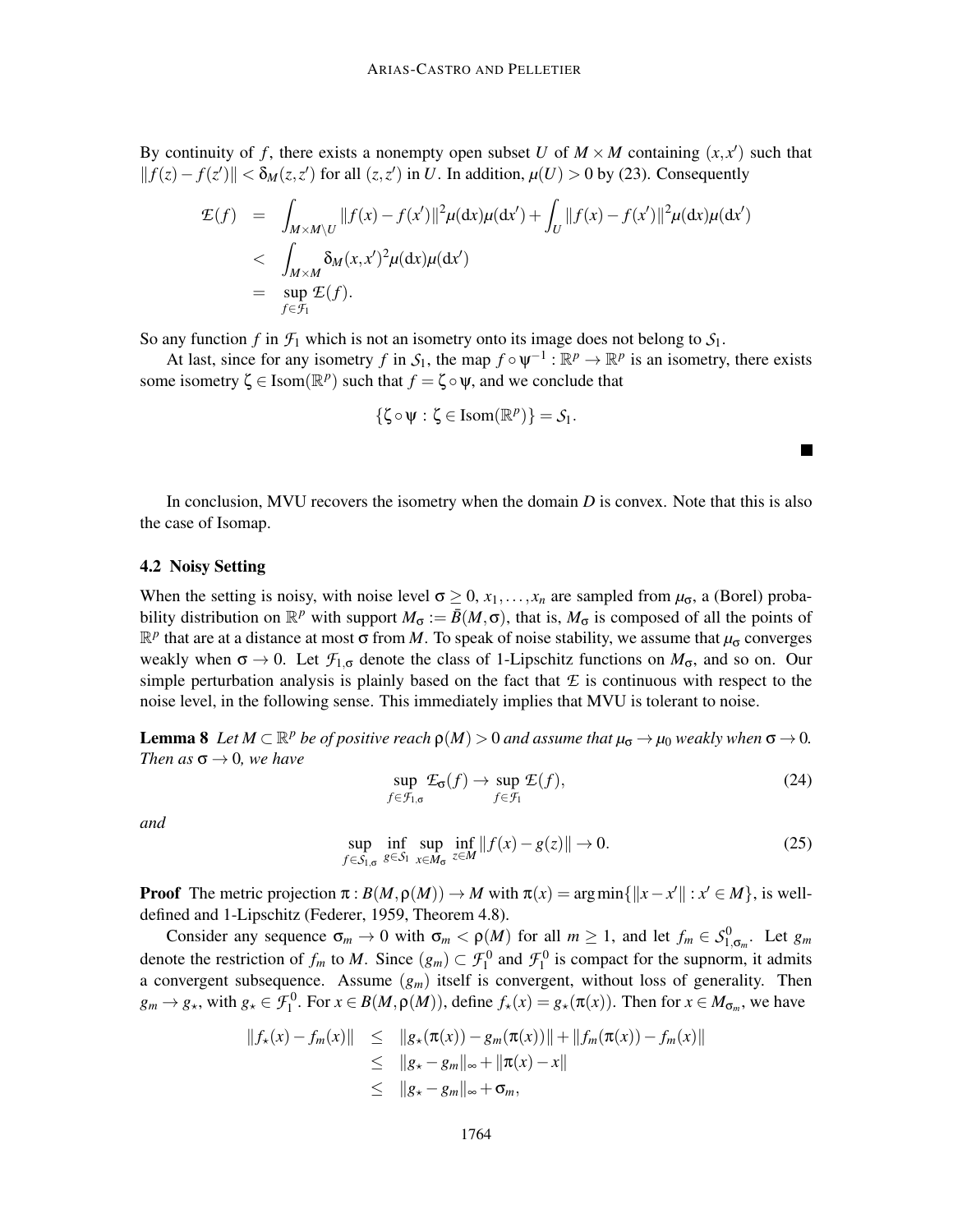By continuity of $f$, there exists a nonempty open subset $U$ of $M \times M$ containing $(x, x')$ such that $\|f(z) - f(z')\| < \delta_M(z, z')$ for all $(z, z')$ in $U$. In addition, $\mu(U) > 0$ by (23). Consequently

$$
\begin{aligned}
\mathcal{E}(f) &= \int_{M \times M \setminus U} \|f(x) - f(x')\|^2 \mu(\mathrm{d}x)\mu(\mathrm{d}x') + \int_U \|f(x) - f(x')\|^2 \mu(\mathrm{d}x)\mu(\mathrm{d}x') \\
&< \int_{M \times M} \delta_M(x, x')^2 \mu(\mathrm{d}x)\mu(\mathrm{d}x') \\
&= \sup_{f \in \mathcal{F}_1} \mathcal{E}(f).
\end{aligned}
$$

So any function $f$ in $\mathcal{F}_1$ which is not an isometry onto its image does not belong to $\mathcal{S}_1$.

At last, since for any isometry $f$ in $\mathcal{S}_1$, the map $f \circ \psi^{-1} : \mathbb{R}^p \to \mathbb{R}^p$ is an isometry, there exists some isometry $\zeta \in \mathrm{Isom}(\mathbb{R}^p)$ such that $f = \zeta \circ \psi$, and we conclude that

$$
\{\zeta \circ \psi : \zeta \in \mathrm{Isom}(\mathbb{R}^p)\} = \mathcal{S}_1.
$$

■

In conclusion, MVU recovers the isometry when the domain $D$ is convex. Note that this is also the case of Isomap.

### 4.2 Noisy Setting

When the setting is noisy, with noise level $\sigma \geq 0$, $x_1, \ldots, x_n$ are sampled from $\mu_\sigma$, a (Borel) probability distribution on $\mathbb{R}^p$ with support $M_\sigma := \bar{B}(M, \sigma)$, that is, $M_\sigma$ is composed of all the points of $\mathbb{R}^p$ that are at a distance at most $\sigma$ from $M$. To speak of noise stability, we assume that $\mu_\sigma$ converges weakly when $\sigma \to 0$. Let $\mathcal{F}_{1,\sigma}$ denote the class of 1-Lipschitz functions on $M_\sigma$, and so on. Our simple perturbation analysis is plainly based on the fact that $\mathcal{E}$ is continuous with respect to the noise level, in the following sense. This immediately implies that MVU is tolerant to noise.

**Lemma 8** *Let $M \subset \mathbb{R}^p$ be of positive reach $\rho(M) > 0$ and assume that $\mu_\sigma \to \mu_0$ weakly when $\sigma \to 0$. Then as $\sigma \to 0$, we have*

$$
\sup_{f \in \mathcal{F}_{1,\sigma}} \mathcal{E}_\sigma(f) \to \sup_{f \in \mathcal{F}_1} \mathcal{E}(f), \tag{24}
$$

*and*

$$
\sup_{f \in \mathcal{S}_{1,\sigma}} \inf_{g \in \mathcal{S}_1} \sup_{x \in M_\sigma} \inf_{z \in M} \|f(x) - g(z)\| \to 0. \tag{25}
$$

**Proof** The metric projection $\pi : B(M, \rho(M)) \to M$ with $\pi(x) = \arg\min\{\|x - x'\| : x' \in M\}$, is well-defined and 1-Lipschitz (Federer, 1959, Theorem 4.8).

Consider any sequence $\sigma_m \to 0$ with $\sigma_m < \rho(M)$ for all $m \geq 1$, and let $f_m \in \mathcal{S}^0_{1,\sigma_m}$. Let $g_m$ denote the restriction of $f_m$ to $M$. Since $(g_m) \subset \mathcal{F}^0_1$ and $\mathcal{F}^0_1$ is compact for the supnorm, it admits a convergent subsequence. Assume $(g_m)$ itself is convergent, without loss of generality. Then $g_m \to g_\star$, with $g_\star \in \mathcal{F}^0_1$. For $x \in B(M, \rho(M))$, define $f_\star(x) = g_\star(\pi(x))$. Then for $x \in M_{\sigma_m}$, we have

$$
\begin{aligned}
\|f_\star(x) - f_m(x)\| &\leq \|g_\star(\pi(x)) - g_m(\pi(x))\| + \|f_m(\pi(x)) - f_m(x)\| \\
&\leq \|g_\star - g_m\|_\infty + \|\pi(x) - x\| \\
&\leq \|g_\star - g_m\|_\infty + \sigma_m,
\end{aligned}
$$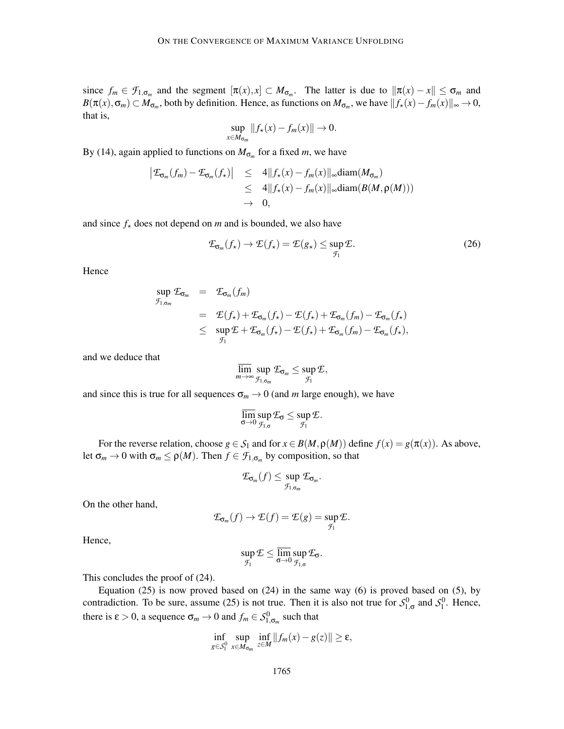since $f_m \in \mathcal{F}_{1,\sigma_m}$ and the segment $[\pi(x), x] \subset M_{\sigma_m}$. The latter is due to $\|\pi(x) - x\| \le \sigma_m$ and $B(\pi(x), \sigma_m) \subset M_{\sigma_m}$, both by definition. Hence, as functions on $M_{\sigma_m}$, we have $\|f_\star(x) - f_m(x)\|_\infty \to 0$, that is,

$$\sup_{x \in M_{\sigma_m}} \|f_\star(x) - f_m(x)\| \to 0.$$

By (14), again applied to functions on $M_{\sigma_m}$ for a fixed $m$, we have

$$\begin{aligned}
\left| \mathcal{E}_{\sigma_m}(f_m) - \mathcal{E}_{\sigma_m}(f_\star) \right| &\le 4\|f_\star(x) - f_m(x)\|_\infty \mathrm{diam}(M_{\sigma_m}) \\
&\le 4\|f_\star(x) - f_m(x)\|_\infty \mathrm{diam}(B(M, \rho(M))) \\
&\to 0,
\end{aligned}$$

and since $f_\star$ does not depend on $m$ and is bounded, we also have

$$\mathcal{E}_{\sigma_m}(f_\star) \to \mathcal{E}(f_\star) = \mathcal{E}(g_\star) \le \sup_{\mathcal{F}_1} \mathcal{E}. \tag{26}$$

Hence

$$\begin{aligned}
\sup_{\mathcal{F}_{1,\sigma_m}} \mathcal{E}_{\sigma_m} &= \mathcal{E}_{\sigma_m}(f_m) \\
&= \mathcal{E}(f_\star) + \mathcal{E}_{\sigma_m}(f_\star) - \mathcal{E}(f_\star) + \mathcal{E}_{\sigma_m}(f_m) - \mathcal{E}_{\sigma_m}(f_\star) \\
&\le \sup_{\mathcal{F}_1} \mathcal{E} + \mathcal{E}_{\sigma_m}(f_\star) - \mathcal{E}(f_\star) + \mathcal{E}_{\sigma_m}(f_m) - \mathcal{E}_{\sigma_m}(f_\star),
\end{aligned}$$

and we deduce that

$$\varlimsup_{m \to \infty} \sup_{\mathcal{F}_{1,\sigma_m}} \mathcal{E}_{\sigma_m} \le \sup_{\mathcal{F}_1} \mathcal{E},$$

and since this is true for all sequences $\sigma_m \to 0$ (and $m$ large enough), we have

$$\varlimsup_{\sigma \to 0} \sup_{\mathcal{F}_{1,\sigma}} \mathcal{E}_\sigma \le \sup_{\mathcal{F}_1} \mathcal{E}.$$

For the reverse relation, choose $g \in \mathcal{S}_1$ and for $x \in B(M, \rho(M))$ define $f(x) = g(\pi(x))$. As above, let $\sigma_m \to 0$ with $\sigma_m \le \rho(M)$. Then $f \in \mathcal{F}_{1,\sigma_m}$ by composition, so that

$$\mathcal{E}_{\sigma_m}(f) \le \sup_{\mathcal{F}_{1,\sigma_m}} \mathcal{E}_{\sigma_m}.$$

On the other hand,

$$\mathcal{E}_{\sigma_m}(f) \to \mathcal{E}(f) = \mathcal{E}(g) = \sup_{\mathcal{F}_1} \mathcal{E}.$$

Hence,

$$\sup_{\mathcal{F}_1} \mathcal{E} \le \varliminf_{\sigma \to 0} \sup_{\mathcal{F}_{1,\sigma}} \mathcal{E}_\sigma.$$

This concludes the proof of (24).

Equation (25) is now proved based on (24) in the same way (6) is proved based on (5), by contradiction. To be sure, assume (25) is not true. Then it is also not true for $\mathcal{S}^0_{1,\sigma}$ and $\mathcal{S}^0_1$. Hence, there is $\varepsilon > 0$, a sequence $\sigma_m \to 0$ and $f_m \in \mathcal{S}^0_{1,\sigma_m}$ such that

$$\inf_{g \in \mathcal{S}^0_1} \sup_{x \in M_{\sigma_m}} \inf_{z \in M} \|f_m(x) - g(z)\| \ge \varepsilon,$$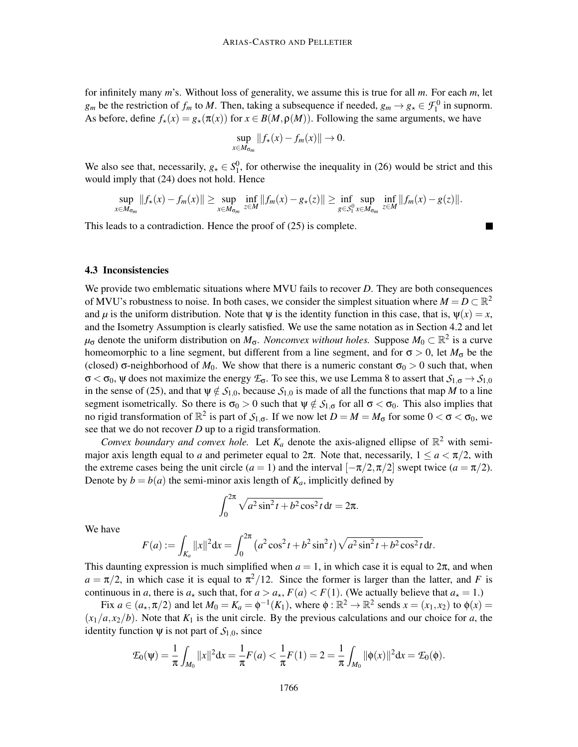for infinitely many $m$'s. Without loss of generality, we assume this is true for all $m$. For each $m$, let $g_m$ be the restriction of $f_m$ to $M$. Then, taking a subsequence if needed, $g_m \to g_\star \in \mathcal{F}_1^0$ in supnorm. As before, define $f_\star(x) = g_\star(\pi(x))$ for $x \in B(M, \rho(M))$. Following the same arguments, we have

$$\sup_{x \in M_{\sigma_m}} \|f_\star(x) - f_m(x)\| \to 0.$$

We also see that, necessarily, $g_\star \in \mathcal{S}_1^0$, for otherwise the inequality in (26) would be strict and this would imply that (24) does not hold. Hence

$$\sup_{x \in M_{\sigma_m}} \|f_\star(x) - f_m(x)\| \geq \sup_{x \in M_{\sigma_m}} \inf_{z \in M} \|f_m(x) - g_\star(z)\| \geq \inf_{g \in \mathcal{S}_1^0} \sup_{x \in M_{\sigma_m}} \inf_{z \in M} \|f_m(x) - g(z)\|.$$

This leads to a contradiction. Hence the proof of (25) is complete. ∎

### 4.3 Inconsistencies

We provide two emblematic situations where MVU fails to recover $D$. They are both consequences of MVU's robustness to noise. In both cases, we consider the simplest situation where $M = D \subset \mathbb{R}^2$ and $\mu$ is the uniform distribution. Note that $\psi$ is the identity function in this case, that is, $\psi(x) = x$, and the Isometry Assumption is clearly satisfied. We use the same notation as in Section 4.2 and let $\mu_\sigma$ denote the uniform distribution on $M_\sigma$. *Nonconvex without holes.* Suppose $M_0 \subset \mathbb{R}^2$ is a curve homeomorphic to a line segment, but different from a line segment, and for $\sigma > 0$, let $M_\sigma$ be the (closed) $\sigma$-neighborhood of $M_0$. We show that there is a numeric constant $\sigma_0 > 0$ such that, when $\sigma < \sigma_0$, $\psi$ does not maximize the energy $\mathcal{E}_\sigma$. To see this, we use Lemma 8 to assert that $\mathcal{S}_{1,\sigma} \to \mathcal{S}_{1,0}$ in the sense of (25), and that $\psi \notin \mathcal{S}_{1,0}$, because $\mathcal{S}_{1,0}$ is made of all the functions that map $M$ to a line segment isometrically. So there is $\sigma_0 > 0$ such that $\psi \notin \mathcal{S}_{1,\sigma}$ for all $\sigma < \sigma_0$. This also implies that no rigid transformation of $\mathbb{R}^2$ is part of $\mathcal{S}_{1,\sigma}$. If we now let $D = M = M_\sigma$ for some $0 < \sigma < \sigma_0$, we see that we do not recover $D$ up to a rigid transformation.

*Convex boundary and convex hole.* Let $K_a$ denote the axis-aligned ellipse of $\mathbb{R}^2$ with semi-major axis length equal to $a$ and perimeter equal to $2\pi$. Note that, necessarily, $1 \leq a < \pi/2$, with the extreme cases being the unit circle ($a = 1$) and the interval $[-\pi/2, \pi/2]$ swept twice ($a = \pi/2$). Denote by $b = b(a)$ the semi-minor axis length of $K_a$, implicitly defined by

$$\int_0^{2\pi} \sqrt{a^2 \sin^2 t + b^2 \cos^2 t}\, \mathrm{d}t = 2\pi.$$

We have

$$F(a) := \int_{K_a} \|x\|^2 \mathrm{d}x = \int_0^{2\pi} \left(a^2 \cos^2 t + b^2 \sin^2 t\right) \sqrt{a^2 \sin^2 t + b^2 \cos^2 t}\, \mathrm{d}t.$$

This daunting expression is much simplified when $a = 1$, in which case it is equal to $2\pi$, and when $a = \pi/2$, in which case it is equal to $\pi^2/12$. Since the former is larger than the latter, and $F$ is continuous in $a$, there is $a_\star$ such that, for $a > a_\star$, $F(a) < F(1)$. (We actually believe that $a_\star = 1$.)

Fix $a \in (a_\star, \pi/2)$ and let $M_0 = K_a = \phi^{-1}(K_1)$, where $\phi : \mathbb{R}^2 \to \mathbb{R}^2$ sends $x = (x_1, x_2)$ to $\phi(x) = (x_1/a, x_2/b)$. Note that $K_1$ is the unit circle. By the previous calculations and our choice for $a$, the identity function $\psi$ is not part of $\mathcal{S}_{1,0}$, since

$$\mathcal{E}_0(\psi) = \frac{1}{\pi} \int_{M_0} \|x\|^2 \mathrm{d}x = \frac{1}{\pi} F(a) < \frac{1}{\pi} F(1) = 2 = \frac{1}{\pi} \int_{M_0} \|\phi(x)\|^2 \mathrm{d}x = \mathcal{E}_0(\phi).$$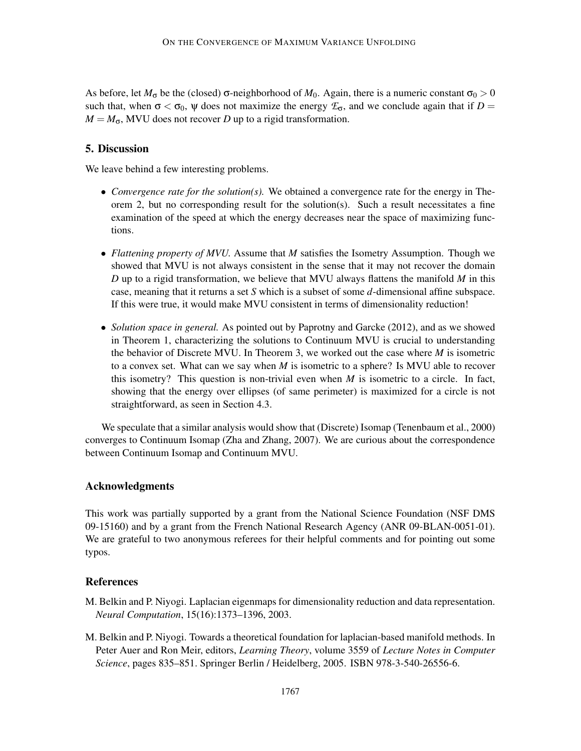As before, let $M_\sigma$ be the (closed) $\sigma$-neighborhood of $M_0$. Again, there is a numeric constant $\sigma_0 > 0$ such that, when $\sigma < \sigma_0$, $\psi$ does not maximize the energy $\mathcal{E}_\sigma$, and we conclude again that if $D = M = M_\sigma$, MVU does not recover $D$ up to a rigid transformation.

## 5. Discussion

We leave behind a few interesting problems.

- *Convergence rate for the solution(s).* We obtained a convergence rate for the energy in Theorem 2, but no corresponding result for the solution(s). Such a result necessitates a fine examination of the speed at which the energy decreases near the space of maximizing functions.

- *Flattening property of MVU.* Assume that $M$ satisfies the Isometry Assumption. Though we showed that MVU is not always consistent in the sense that it may not recover the domain $D$ up to a rigid transformation, we believe that MVU always flattens the manifold $M$ in this case, meaning that it returns a set $S$ which is a subset of some $d$-dimensional affine subspace. If this were true, it would make MVU consistent in terms of dimensionality reduction!

- *Solution space in general.* As pointed out by Paprotny and Garcke (2012), and as we showed in Theorem 1, characterizing the solutions to Continuum MVU is crucial to understanding the behavior of Discrete MVU. In Theorem 3, we worked out the case where $M$ is isometric to a convex set. What can we say when $M$ is isometric to a sphere? Is MVU able to recover this isometry? This question is non-trivial even when $M$ is isometric to a circle. In fact, showing that the energy over ellipses (of same perimeter) is maximized for a circle is not straightforward, as seen in Section 4.3.

We speculate that a similar analysis would show that (Discrete) Isomap (Tenenbaum et al., 2000) converges to Continuum Isomap (Zha and Zhang, 2007). We are curious about the correspondence between Continuum Isomap and Continuum MVU.

## Acknowledgments

This work was partially supported by a grant from the National Science Foundation (NSF DMS 09-15160) and by a grant from the French National Research Agency (ANR 09-BLAN-0051-01). We are grateful to two anonymous referees for their helpful comments and for pointing out some typos.

## References

M. Belkin and P. Niyogi. Laplacian eigenmaps for dimensionality reduction and data representation. *Neural Computation*, 15(16):1373–1396, 2003.

M. Belkin and P. Niyogi. Towards a theoretical foundation for laplacian-based manifold methods. In Peter Auer and Ron Meir, editors, *Learning Theory*, volume 3559 of *Lecture Notes in Computer Science*, pages 835–851. Springer Berlin / Heidelberg, 2005. ISBN 978-3-540-26556-6.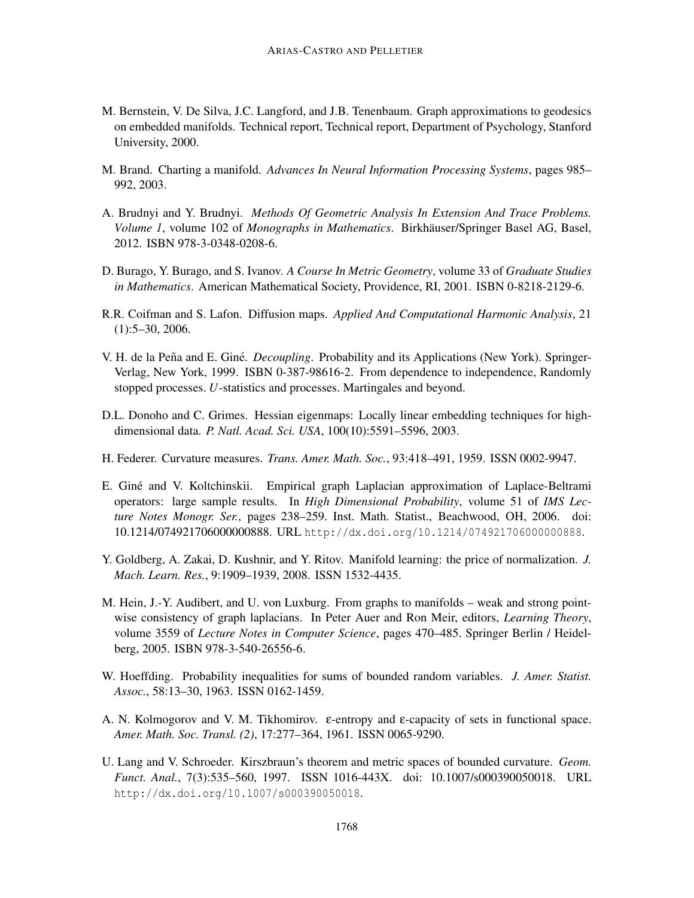M. Bernstein, V. De Silva, J.C. Langford, and J.B. Tenenbaum. Graph approximations to geodesics on embedded manifolds. Technical report, Technical report, Department of Psychology, Stanford University, 2000.

M. Brand. Charting a manifold. *Advances In Neural Information Processing Systems*, pages 985–992, 2003.

A. Brudnyi and Y. Brudnyi. *Methods Of Geometric Analysis In Extension And Trace Problems. Volume 1*, volume 102 of *Monographs in Mathematics*. Birkhäuser/Springer Basel AG, Basel, 2012. ISBN 978-3-0348-0208-6.

D. Burago, Y. Burago, and S. Ivanov. *A Course In Metric Geometry*, volume 33 of *Graduate Studies in Mathematics*. American Mathematical Society, Providence, RI, 2001. ISBN 0-8218-2129-6.

R.R. Coifman and S. Lafon. Diffusion maps. *Applied And Computational Harmonic Analysis*, 21 (1):5–30, 2006.

V. H. de la Peña and E. Giné. *Decoupling*. Probability and its Applications (New York). Springer-Verlag, New York, 1999. ISBN 0-387-98616-2. From dependence to independence, Randomly stopped processes. $U$-statistics and processes. Martingales and beyond.

D.L. Donoho and C. Grimes. Hessian eigenmaps: Locally linear embedding techniques for high-dimensional data. *P. Natl. Acad. Sci. USA*, 100(10):5591–5596, 2003.

H. Federer. Curvature measures. *Trans. Amer. Math. Soc.*, 93:418–491, 1959. ISSN 0002-9947.

E. Giné and V. Koltchinskii. Empirical graph Laplacian approximation of Laplace-Beltrami operators: large sample results. In *High Dimensional Probability*, volume 51 of *IMS Lecture Notes Monogr. Ser.*, pages 238–259. Inst. Math. Statist., Beachwood, OH, 2006. doi: 10.1214/074921706000000888. URL http://dx.doi.org/10.1214/074921706000000888.

Y. Goldberg, A. Zakai, D. Kushnir, and Y. Ritov. Manifold learning: the price of normalization. *J. Mach. Learn. Res.*, 9:1909–1939, 2008. ISSN 1532-4435.

M. Hein, J.-Y. Audibert, and U. von Luxburg. From graphs to manifolds – weak and strong pointwise consistency of graph laplacians. In Peter Auer and Ron Meir, editors, *Learning Theory*, volume 3559 of *Lecture Notes in Computer Science*, pages 470–485. Springer Berlin / Heidelberg, 2005. ISBN 978-3-540-26556-6.

W. Hoeffding. Probability inequalities for sums of bounded random variables. *J. Amer. Statist. Assoc.*, 58:13–30, 1963. ISSN 0162-1459.

A. N. Kolmogorov and V. M. Tikhomirov. $\varepsilon$-entropy and $\varepsilon$-capacity of sets in functional space. *Amer. Math. Soc. Transl. (2)*, 17:277–364, 1961. ISSN 0065-9290.

U. Lang and V. Schroeder. Kirszbraun's theorem and metric spaces of bounded curvature. *Geom. Funct. Anal.*, 7(3):535–560, 1997. ISSN 1016-443X. doi: 10.1007/s000390050018. URL http://dx.doi.org/10.1007/s000390050018.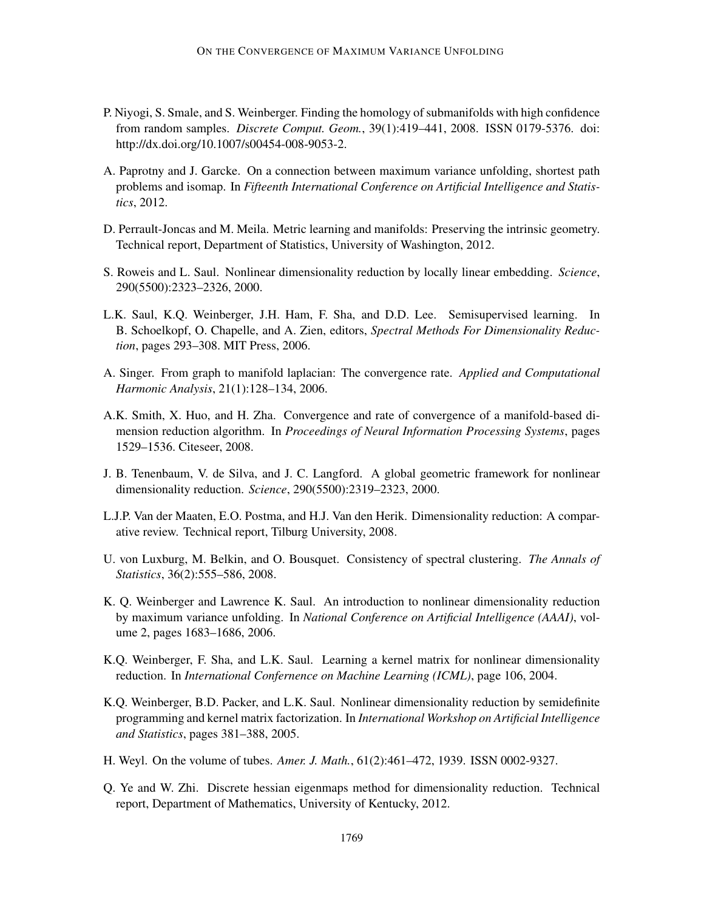P. Niyogi, S. Smale, and S. Weinberger. Finding the homology of submanifolds with high confidence from random samples. *Discrete Comput. Geom.*, 39(1):419–441, 2008. ISSN 0179-5376. doi: http://dx.doi.org/10.1007/s00454-008-9053-2.

A. Paprotny and J. Garcke. On a connection between maximum variance unfolding, shortest path problems and isomap. In *Fifteenth International Conference on Artificial Intelligence and Statistics*, 2012.

D. Perrault-Joncas and M. Meila. Metric learning and manifolds: Preserving the intrinsic geometry. Technical report, Department of Statistics, University of Washington, 2012.

S. Roweis and L. Saul. Nonlinear dimensionality reduction by locally linear embedding. *Science*, 290(5500):2323–2326, 2000.

L.K. Saul, K.Q. Weinberger, J.H. Ham, F. Sha, and D.D. Lee. Semisupervised learning. In B. Schoelkopf, O. Chapelle, and A. Zien, editors, *Spectral Methods For Dimensionality Reduction*, pages 293–308. MIT Press, 2006.

A. Singer. From graph to manifold laplacian: The convergence rate. *Applied and Computational Harmonic Analysis*, 21(1):128–134, 2006.

A.K. Smith, X. Huo, and H. Zha. Convergence and rate of convergence of a manifold-based dimension reduction algorithm. In *Proceedings of Neural Information Processing Systems*, pages 1529–1536. Citeseer, 2008.

J. B. Tenenbaum, V. de Silva, and J. C. Langford. A global geometric framework for nonlinear dimensionality reduction. *Science*, 290(5500):2319–2323, 2000.

L.J.P. Van der Maaten, E.O. Postma, and H.J. Van den Herik. Dimensionality reduction: A comparative review. Technical report, Tilburg University, 2008.

U. von Luxburg, M. Belkin, and O. Bousquet. Consistency of spectral clustering. *The Annals of Statistics*, 36(2):555–586, 2008.

K. Q. Weinberger and Lawrence K. Saul. An introduction to nonlinear dimensionality reduction by maximum variance unfolding. In *National Conference on Artificial Intelligence (AAAI)*, volume 2, pages 1683–1686, 2006.

K.Q. Weinberger, F. Sha, and L.K. Saul. Learning a kernel matrix for nonlinear dimensionality reduction. In *International Confernence on Machine Learning (ICML)*, page 106, 2004.

K.Q. Weinberger, B.D. Packer, and L.K. Saul. Nonlinear dimensionality reduction by semidefinite programming and kernel matrix factorization. In *International Workshop on Artificial Intelligence and Statistics*, pages 381–388, 2005.

H. Weyl. On the volume of tubes. *Amer. J. Math.*, 61(2):461–472, 1939. ISSN 0002-9327.

Q. Ye and W. Zhi. Discrete hessian eigenmaps method for dimensionality reduction. Technical report, Department of Mathematics, University of Kentucky, 2012.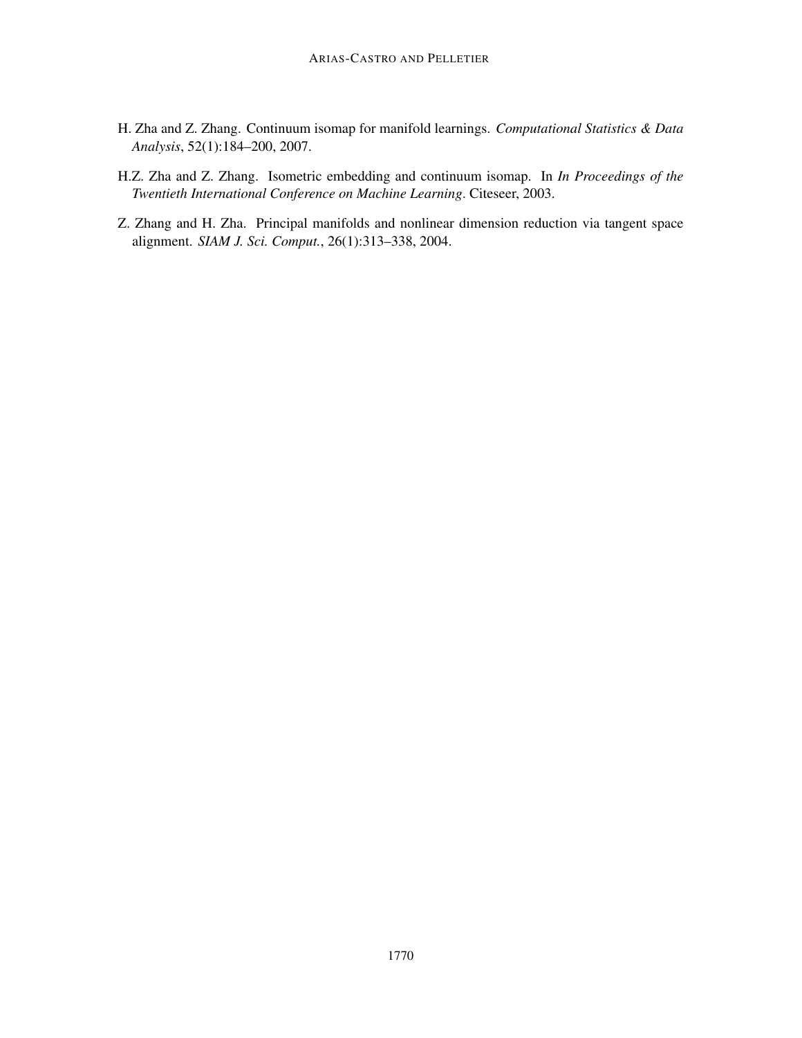H. Zha and Z. Zhang. Continuum isomap for manifold learnings. *Computational Statistics & Data Analysis*, 52(1):184–200, 2007.

H.Z. Zha and Z. Zhang. Isometric embedding and continuum isomap. In *In Proceedings of the Twentieth International Conference on Machine Learning*. Citeseer, 2003.

Z. Zhang and H. Zha. Principal manifolds and nonlinear dimension reduction via tangent space alignment. *SIAM J. Sci. Comput.*, 26(1):313–338, 2004.